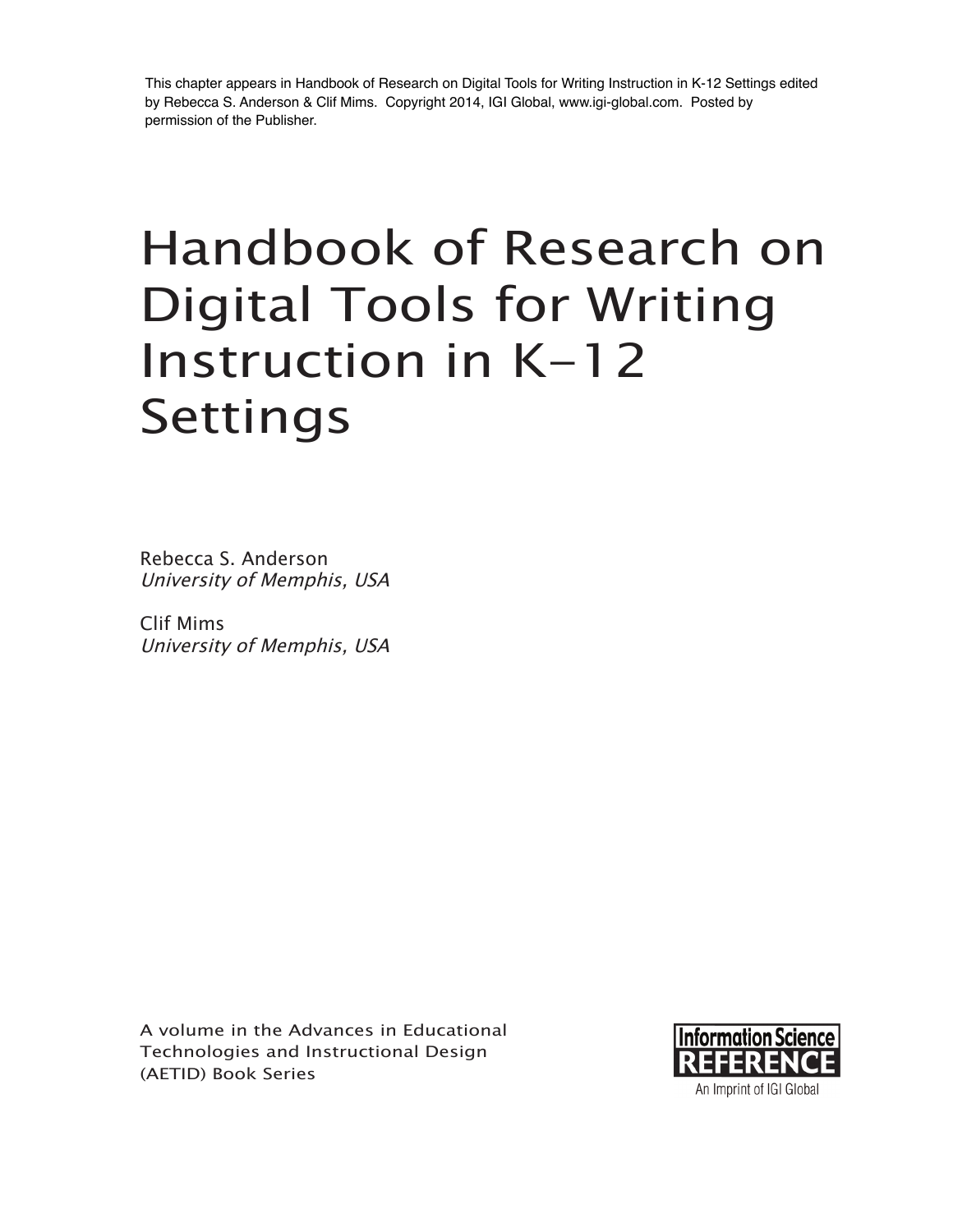This chapter appears in Handbook of Research on Digital Tools for Writing Instruction in K-12 Settings edited by Rebecca S. Anderson & Clif Mims. Copyright 2014, IGI Global, www.igi-global.com. Posted by permission of the Publisher.

# Handbook of Research on Digital Tools for Writing Instruction in K-12 Settings

Rebecca S. Anderson
*University of Memphis, USA*

Clif Mims
*University of Memphis, USA*

A volume in the Advances in Educational Technologies and Instructional Design (AETID) Book Series

Information Science REFERENCE
An Imprint of IGI Global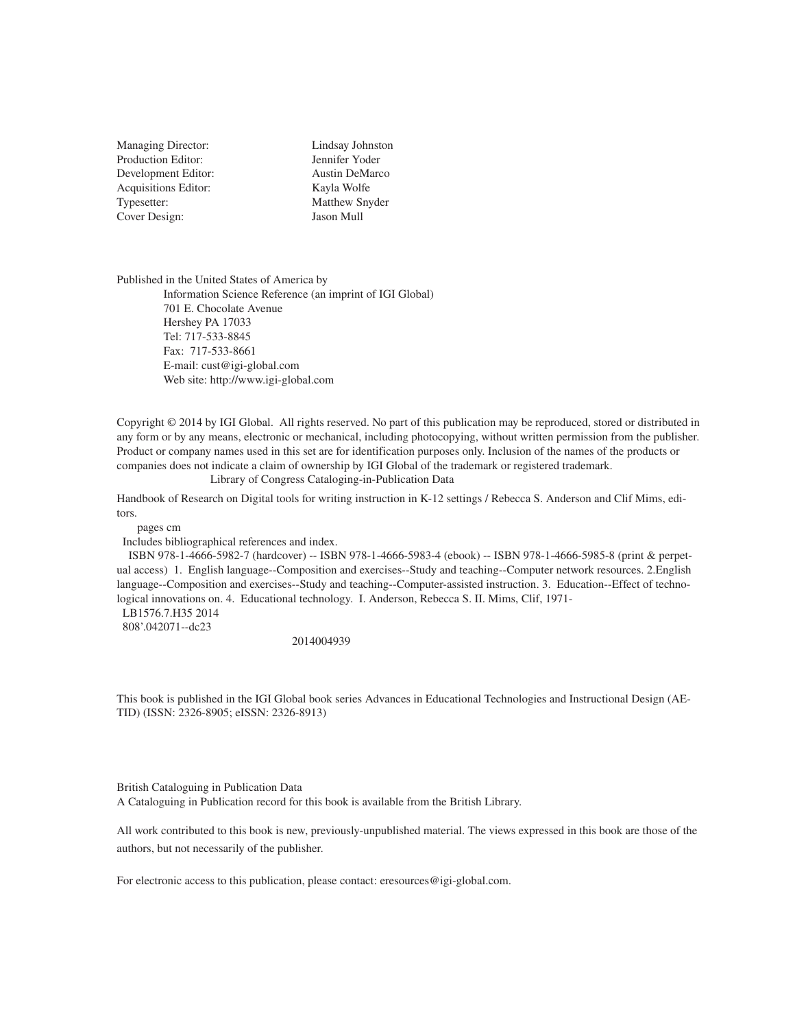| | |
|---|---|
| Managing Director: | Lindsay Johnston |
| Production Editor: | Jennifer Yoder |
| Development Editor: | Austin DeMarco |
| Acquisitions Editor: | Kayla Wolfe |
| Typesetter: | Matthew Snyder |
| Cover Design: | Jason Mull |

Published in the United States of America by
Information Science Reference (an imprint of IGI Global)
701 E. Chocolate Avenue
Hershey PA 17033
Tel: 717-533-8845
Fax: 717-533-8661
E-mail: cust@igi-global.com
Web site: http://www.igi-global.com

Copyright © 2014 by IGI Global. All rights reserved. No part of this publication may be reproduced, stored or distributed in any form or by any means, electronic or mechanical, including photocopying, without written permission from the publisher. Product or company names used in this set are for identification purposes only. Inclusion of the names of the products or companies does not indicate a claim of ownership by IGI Global of the trademark or registered trademark.

Library of Congress Cataloging-in-Publication Data

Handbook of Research on Digital tools for writing instruction in K-12 settings / Rebecca S. Anderson and Clif Mims, editors.
pages cm
Includes bibliographical references and index.
ISBN 978-1-4666-5982-7 (hardcover) -- ISBN 978-1-4666-5983-4 (ebook) -- ISBN 978-1-4666-5985-8 (print & perpetual access) 1. English language--Composition and exercises--Study and teaching--Computer network resources. 2.English language--Composition and exercises--Study and teaching--Computer-assisted instruction. 3. Education--Effect of technological innovations on. 4. Educational technology. I. Anderson, Rebecca S. II. Mims, Clif, 1971-
LB1576.7.H35 2014
808'.042071--dc23

2014004939

This book is published in the IGI Global book series Advances in Educational Technologies and Instructional Design (AETID) (ISSN: 2326-8905; eISSN: 2326-8913)

British Cataloguing in Publication Data
A Cataloguing in Publication record for this book is available from the British Library.

All work contributed to this book is new, previously-unpublished material. The views expressed in this book are those of the authors, but not necessarily of the publisher.

For electronic access to this publication, please contact: eresources@igi-global.com.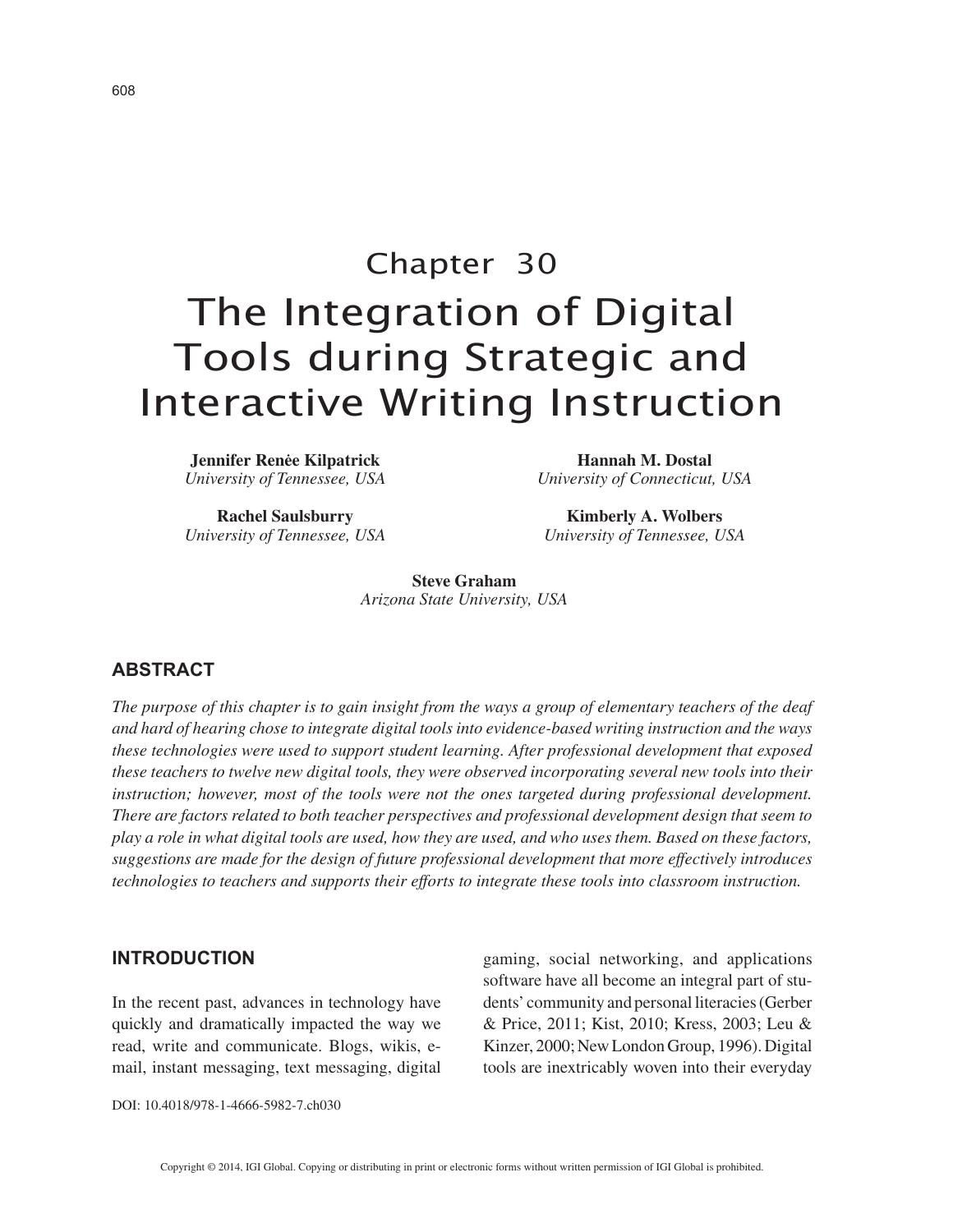# Chapter 30
# The Integration of Digital Tools during Strategic and Interactive Writing Instruction

**Jennifer Renée Kilpatrick**
*University of Tennessee, USA*

**Hannah M. Dostal**
*University of Connecticut, USA*

**Rachel Saulsburry**
*University of Tennessee, USA*

**Kimberly A. Wolbers**
*University of Tennessee, USA*

**Steve Graham**
*Arizona State University, USA*

## ABSTRACT

*The purpose of this chapter is to gain insight from the ways a group of elementary teachers of the deaf and hard of hearing chose to integrate digital tools into evidence-based writing instruction and the ways these technologies were used to support student learning. After professional development that exposed these teachers to twelve new digital tools, they were observed incorporating several new tools into their instruction; however, most of the tools were not the ones targeted during professional development. There are factors related to both teacher perspectives and professional development design that seem to play a role in what digital tools are used, how they are used, and who uses them. Based on these factors, suggestions are made for the design of future professional development that more effectively introduces technologies to teachers and supports their efforts to integrate these tools into classroom instruction.*

## INTRODUCTION

In the recent past, advances in technology have quickly and dramatically impacted the way we read, write and communicate. Blogs, wikis, e-mail, instant messaging, text messaging, digital gaming, social networking, and applications software have all become an integral part of students' community and personal literacies (Gerber & Price, 2011; Kist, 2010; Kress, 2003; Leu & Kinzer, 2000; New London Group, 1996). Digital tools are inextricably woven into their everyday

DOI: 10.4018/978-1-4666-5982-7.ch030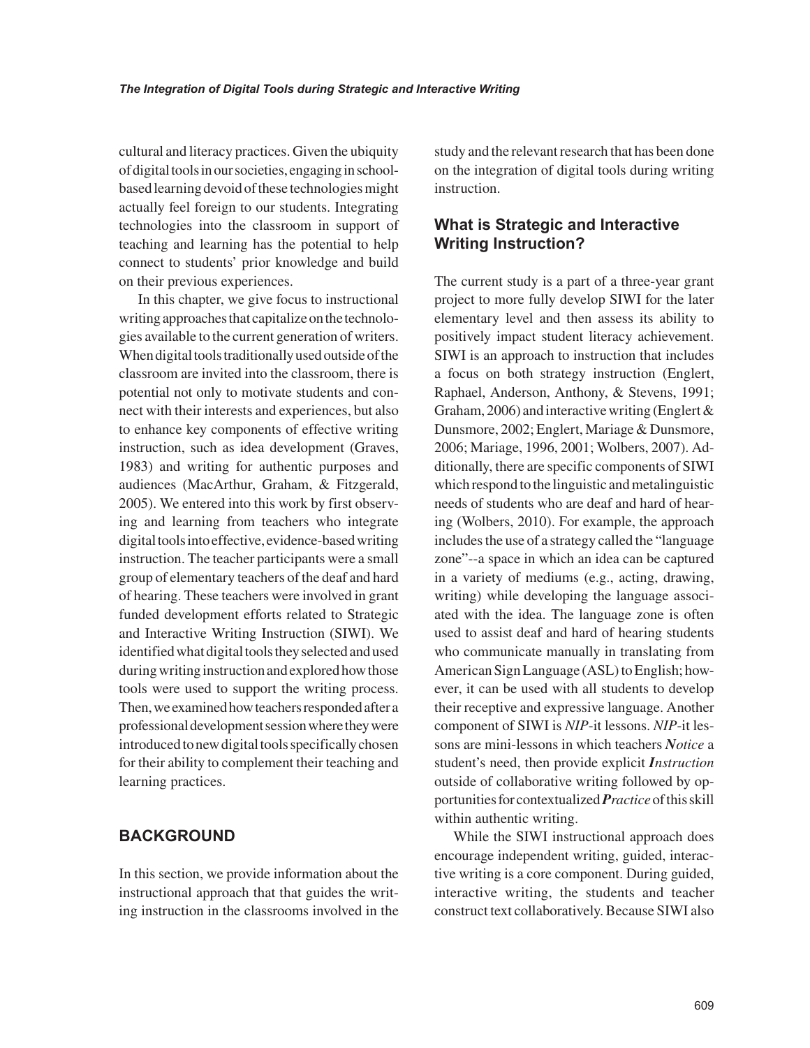cultural and literacy practices. Given the ubiquity of digital tools in our societies, engaging in school-based learning devoid of these technologies might actually feel foreign to our students. Integrating technologies into the classroom in support of teaching and learning has the potential to help connect to students' prior knowledge and build on their previous experiences.

In this chapter, we give focus to instructional writing approaches that capitalize on the technologies available to the current generation of writers. When digital tools traditionally used outside of the classroom are invited into the classroom, there is potential not only to motivate students and connect with their interests and experiences, but also to enhance key components of effective writing instruction, such as idea development (Graves, 1983) and writing for authentic purposes and audiences (MacArthur, Graham, & Fitzgerald, 2005). We entered into this work by first observing and learning from teachers who integrate digital tools into effective, evidence-based writing instruction. The teacher participants were a small group of elementary teachers of the deaf and hard of hearing. These teachers were involved in grant funded development efforts related to Strategic and Interactive Writing Instruction (SIWI). We identified what digital tools they selected and used during writing instruction and explored how those tools were used to support the writing process. Then, we examined how teachers responded after a professional development session where they were introduced to new digital tools specifically chosen for their ability to complement their teaching and learning practices.

## BACKGROUND

In this section, we provide information about the instructional approach that that guides the writing instruction in the classrooms involved in the study and the relevant research that has been done on the integration of digital tools during writing instruction.

### What is Strategic and Interactive Writing Instruction?

The current study is a part of a three-year grant project to more fully develop SIWI for the later elementary level and then assess its ability to positively impact student literacy achievement. SIWI is an approach to instruction that includes a focus on both strategy instruction (Englert, Raphael, Anderson, Anthony, & Stevens, 1991; Graham, 2006) and interactive writing (Englert & Dunsmore, 2002; Englert, Mariage & Dunsmore, 2006; Mariage, 1996, 2001; Wolbers, 2007). Additionally, there are specific components of SIWI which respond to the linguistic and metalinguistic needs of students who are deaf and hard of hearing (Wolbers, 2010). For example, the approach includes the use of a strategy called the "language zone"--a space in which an idea can be captured in a variety of mediums (e.g., acting, drawing, writing) while developing the language associated with the idea. The language zone is often used to assist deaf and hard of hearing students who communicate manually in translating from American Sign Language (ASL) to English; however, it can be used with all students to develop their receptive and expressive language. Another component of SIWI is *NIP*-it lessons. *NIP*-it lessons are mini-lessons in which teachers ***Notice*** a student's need, then provide explicit ***Instruction*** outside of collaborative writing followed by opportunities for contextualized ***Practice*** of this skill within authentic writing.

While the SIWI instructional approach does encourage independent writing, guided, interactive writing is a core component. During guided, interactive writing, the students and teacher construct text collaboratively. Because SIWI also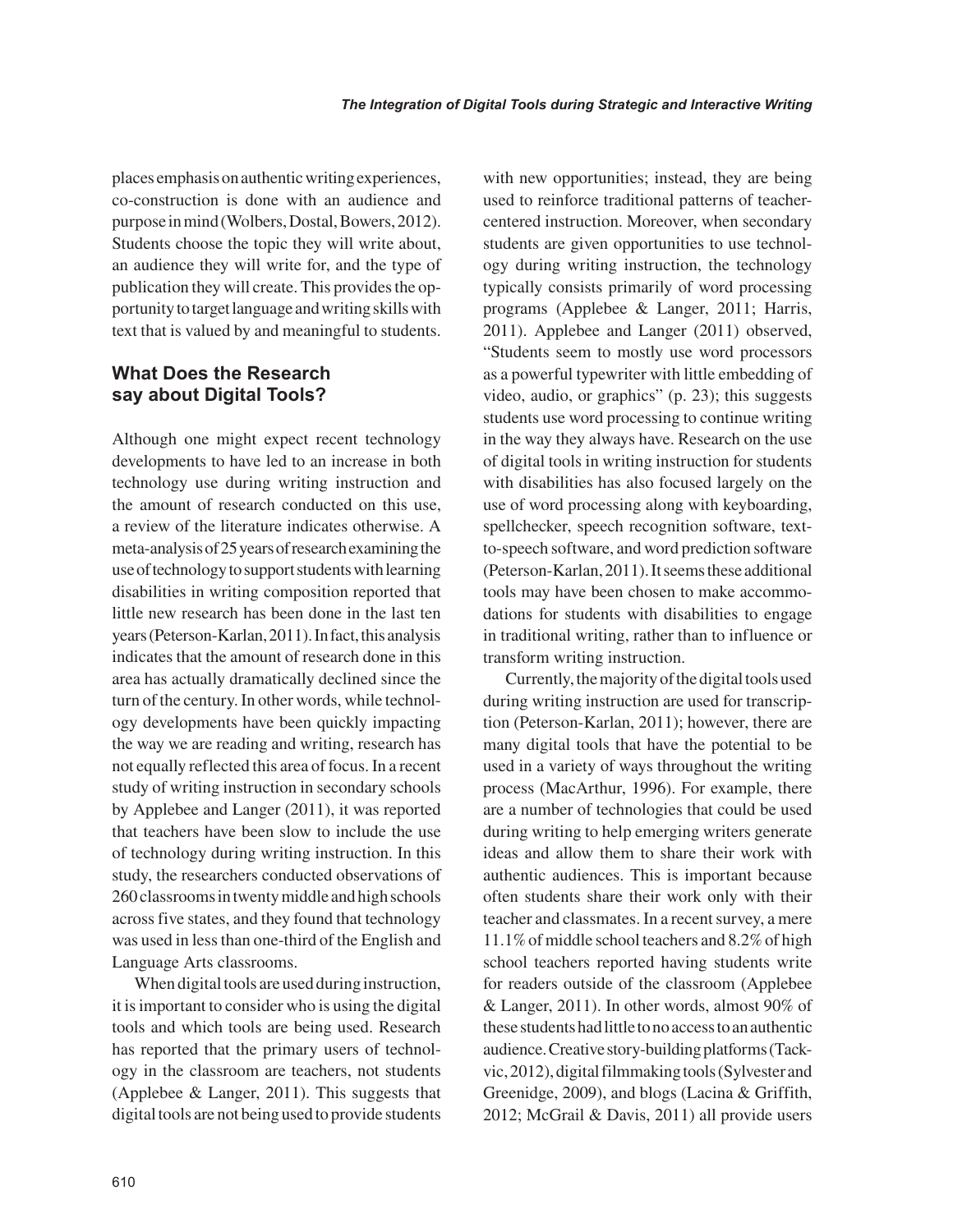places emphasis on authentic writing experiences, co-construction is done with an audience and purpose in mind (Wolbers, Dostal, Bowers, 2012). Students choose the topic they will write about, an audience they will write for, and the type of publication they will create. This provides the opportunity to target language and writing skills with text that is valued by and meaningful to students.

## What Does the Research say about Digital Tools?

Although one might expect recent technology developments to have led to an increase in both technology use during writing instruction and the amount of research conducted on this use, a review of the literature indicates otherwise. A meta-analysis of 25 years of research examining the use of technology to support students with learning disabilities in writing composition reported that little new research has been done in the last ten years (Peterson-Karlan, 2011). In fact, this analysis indicates that the amount of research done in this area has actually dramatically declined since the turn of the century. In other words, while technology developments have been quickly impacting the way we are reading and writing, research has not equally reflected this area of focus. In a recent study of writing instruction in secondary schools by Applebee and Langer (2011), it was reported that teachers have been slow to include the use of technology during writing instruction. In this study, the researchers conducted observations of 260 classrooms in twenty middle and high schools across five states, and they found that technology was used in less than one-third of the English and Language Arts classrooms.

When digital tools are used during instruction, it is important to consider who is using the digital tools and which tools are being used. Research has reported that the primary users of technology in the classroom are teachers, not students (Applebee & Langer, 2011). This suggests that digital tools are not being used to provide students with new opportunities; instead, they are being used to reinforce traditional patterns of teacher-centered instruction. Moreover, when secondary students are given opportunities to use technology during writing instruction, the technology typically consists primarily of word processing programs (Applebee & Langer, 2011; Harris, 2011). Applebee and Langer (2011) observed, "Students seem to mostly use word processors as a powerful typewriter with little embedding of video, audio, or graphics" (p. 23); this suggests students use word processing to continue writing in the way they always have. Research on the use of digital tools in writing instruction for students with disabilities has also focused largely on the use of word processing along with keyboarding, spellchecker, speech recognition software, text-to-speech software, and word prediction software (Peterson-Karlan, 2011). It seems these additional tools may have been chosen to make accommodations for students with disabilities to engage in traditional writing, rather than to influence or transform writing instruction.

Currently, the majority of the digital tools used during writing instruction are used for transcription (Peterson-Karlan, 2011); however, there are many digital tools that have the potential to be used in a variety of ways throughout the writing process (MacArthur, 1996). For example, there are a number of technologies that could be used during writing to help emerging writers generate ideas and allow them to share their work with authentic audiences. This is important because often students share their work only with their teacher and classmates. In a recent survey, a mere 11.1% of middle school teachers and 8.2% of high school teachers reported having students write for readers outside of the classroom (Applebee & Langer, 2011). In other words, almost 90% of these students had little to no access to an authentic audience. Creative story-building platforms (Tackvic, 2012), digital filmmaking tools (Sylvester and Greenidge, 2009), and blogs (Lacina & Griffith, 2012; McGrail & Davis, 2011) all provide users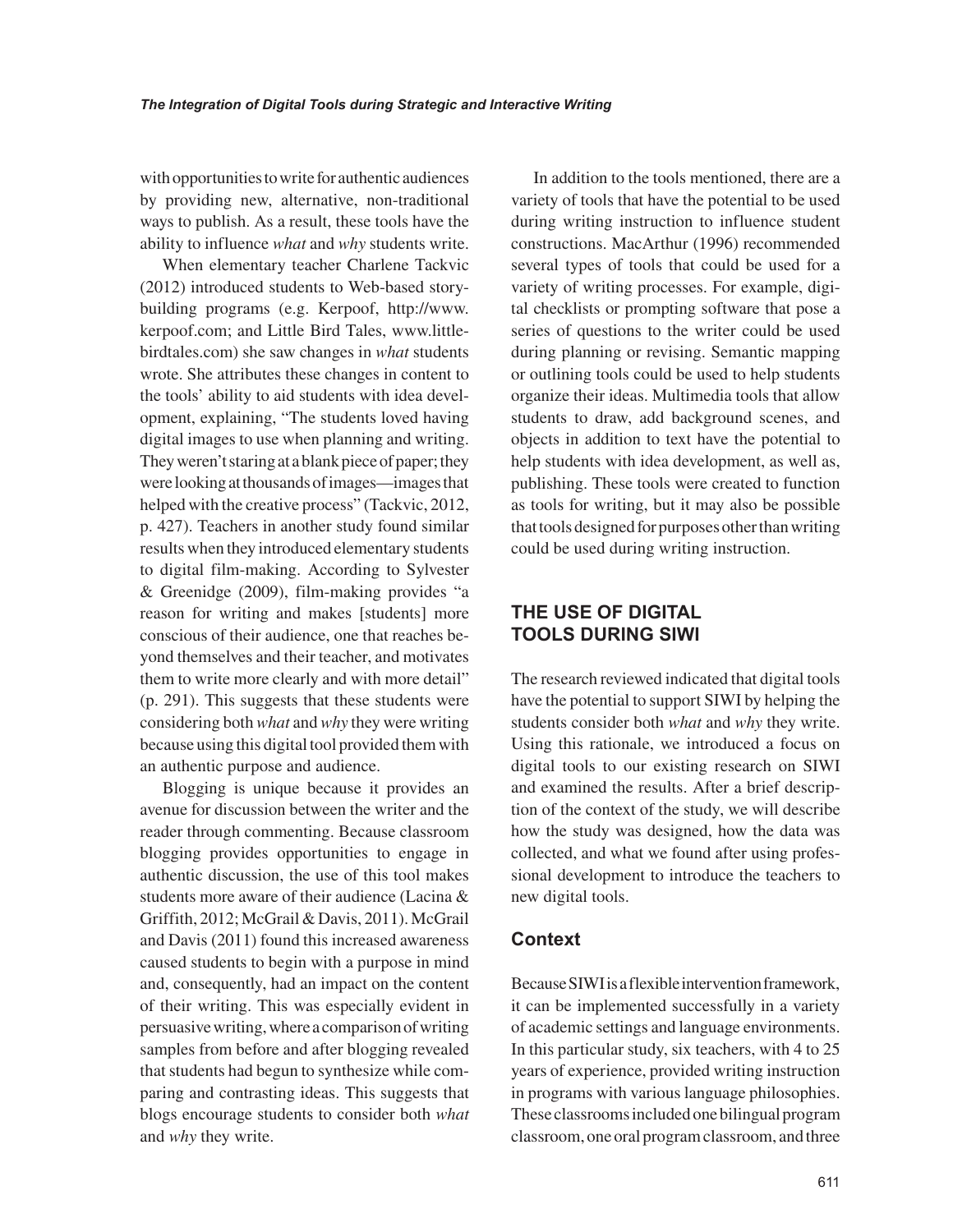with opportunities to write for authentic audiences by providing new, alternative, non-traditional ways to publish. As a result, these tools have the ability to influence *what* and *why* students write.

When elementary teacher Charlene Tackvic (2012) introduced students to Web-based story-building programs (e.g. Kerpoof, http://www.kerpoof.com; and Little Bird Tales, www.littlebirdtales.com) she saw changes in *what* students wrote. She attributes these changes in content to the tools' ability to aid students with idea development, explaining, "The students loved having digital images to use when planning and writing. They weren't staring at a blank piece of paper; they were looking at thousands of images—images that helped with the creative process" (Tackvic, 2012, p. 427). Teachers in another study found similar results when they introduced elementary students to digital film-making. According to Sylvester & Greenidge (2009), film-making provides "a reason for writing and makes [students] more conscious of their audience, one that reaches beyond themselves and their teacher, and motivates them to write more clearly and with more detail" (p. 291). This suggests that these students were considering both *what* and *why* they were writing because using this digital tool provided them with an authentic purpose and audience.

Blogging is unique because it provides an avenue for discussion between the writer and the reader through commenting. Because classroom blogging provides opportunities to engage in authentic discussion, the use of this tool makes students more aware of their audience (Lacina & Griffith, 2012; McGrail & Davis, 2011). McGrail and Davis (2011) found this increased awareness caused students to begin with a purpose in mind and, consequently, had an impact on the content of their writing. This was especially evident in persuasive writing, where a comparison of writing samples from before and after blogging revealed that students had begun to synthesize while comparing and contrasting ideas. This suggests that blogs encourage students to consider both *what* and *why* they write.

In addition to the tools mentioned, there are a variety of tools that have the potential to be used during writing instruction to influence student constructions. MacArthur (1996) recommended several types of tools that could be used for a variety of writing processes. For example, digital checklists or prompting software that pose a series of questions to the writer could be used during planning or revising. Semantic mapping or outlining tools could be used to help students organize their ideas. Multimedia tools that allow students to draw, add background scenes, and objects in addition to text have the potential to help students with idea development, as well as, publishing. These tools were created to function as tools for writing, but it may also be possible that tools designed for purposes other than writing could be used during writing instruction.

## THE USE OF DIGITAL TOOLS DURING SIWI

The research reviewed indicated that digital tools have the potential to support SIWI by helping the students consider both *what* and *why* they write. Using this rationale, we introduced a focus on digital tools to our existing research on SIWI and examined the results. After a brief description of the context of the study, we will describe how the study was designed, how the data was collected, and what we found after using professional development to introduce the teachers to new digital tools.

### Context

Because SIWI is a flexible intervention framework, it can be implemented successfully in a variety of academic settings and language environments. In this particular study, six teachers, with 4 to 25 years of experience, provided writing instruction in programs with various language philosophies. These classrooms included one bilingual program classroom, one oral program classroom, and three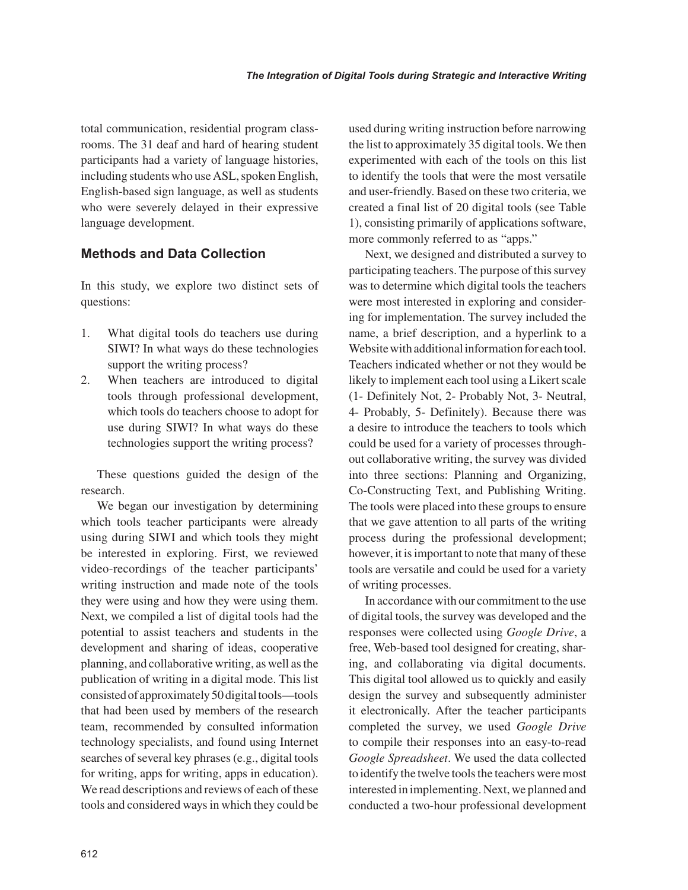total communication, residential program classrooms. The 31 deaf and hard of hearing student participants had a variety of language histories, including students who use ASL, spoken English, English-based sign language, as well as students who were severely delayed in their expressive language development.

## Methods and Data Collection

In this study, we explore two distinct sets of questions:

1. What digital tools do teachers use during SIWI? In what ways do these technologies support the writing process?
2. When teachers are introduced to digital tools through professional development, which tools do teachers choose to adopt for use during SIWI? In what ways do these technologies support the writing process?

These questions guided the design of the research.

We began our investigation by determining which tools teacher participants were already using during SIWI and which tools they might be interested in exploring. First, we reviewed video-recordings of the teacher participants' writing instruction and made note of the tools they were using and how they were using them. Next, we compiled a list of digital tools had the potential to assist teachers and students in the development and sharing of ideas, cooperative planning, and collaborative writing, as well as the publication of writing in a digital mode. This list consisted of approximately 50 digital tools—tools that had been used by members of the research team, recommended by consulted information technology specialists, and found using Internet searches of several key phrases (e.g., digital tools for writing, apps for writing, apps in education). We read descriptions and reviews of each of these tools and considered ways in which they could be used during writing instruction before narrowing the list to approximately 35 digital tools. We then experimented with each of the tools on this list to identify the tools that were the most versatile and user-friendly. Based on these two criteria, we created a final list of 20 digital tools (see Table 1), consisting primarily of applications software, more commonly referred to as "apps."

Next, we designed and distributed a survey to participating teachers. The purpose of this survey was to determine which digital tools the teachers were most interested in exploring and considering for implementation. The survey included the name, a brief description, and a hyperlink to a Website with additional information for each tool. Teachers indicated whether or not they would be likely to implement each tool using a Likert scale (1- Definitely Not, 2- Probably Not, 3- Neutral, 4- Probably, 5- Definitely). Because there was a desire to introduce the teachers to tools which could be used for a variety of processes throughout collaborative writing, the survey was divided into three sections: Planning and Organizing, Co-Constructing Text, and Publishing Writing. The tools were placed into these groups to ensure that we gave attention to all parts of the writing process during the professional development; however, it is important to note that many of these tools are versatile and could be used for a variety of writing processes.

In accordance with our commitment to the use of digital tools, the survey was developed and the responses were collected using *Google Drive*, a free, Web-based tool designed for creating, sharing, and collaborating via digital documents. This digital tool allowed us to quickly and easily design the survey and subsequently administer it electronically. After the teacher participants completed the survey, we used *Google Drive* to compile their responses into an easy-to-read *Google Spreadsheet*. We used the data collected to identify the twelve tools the teachers were most interested in implementing. Next, we planned and conducted a two-hour professional development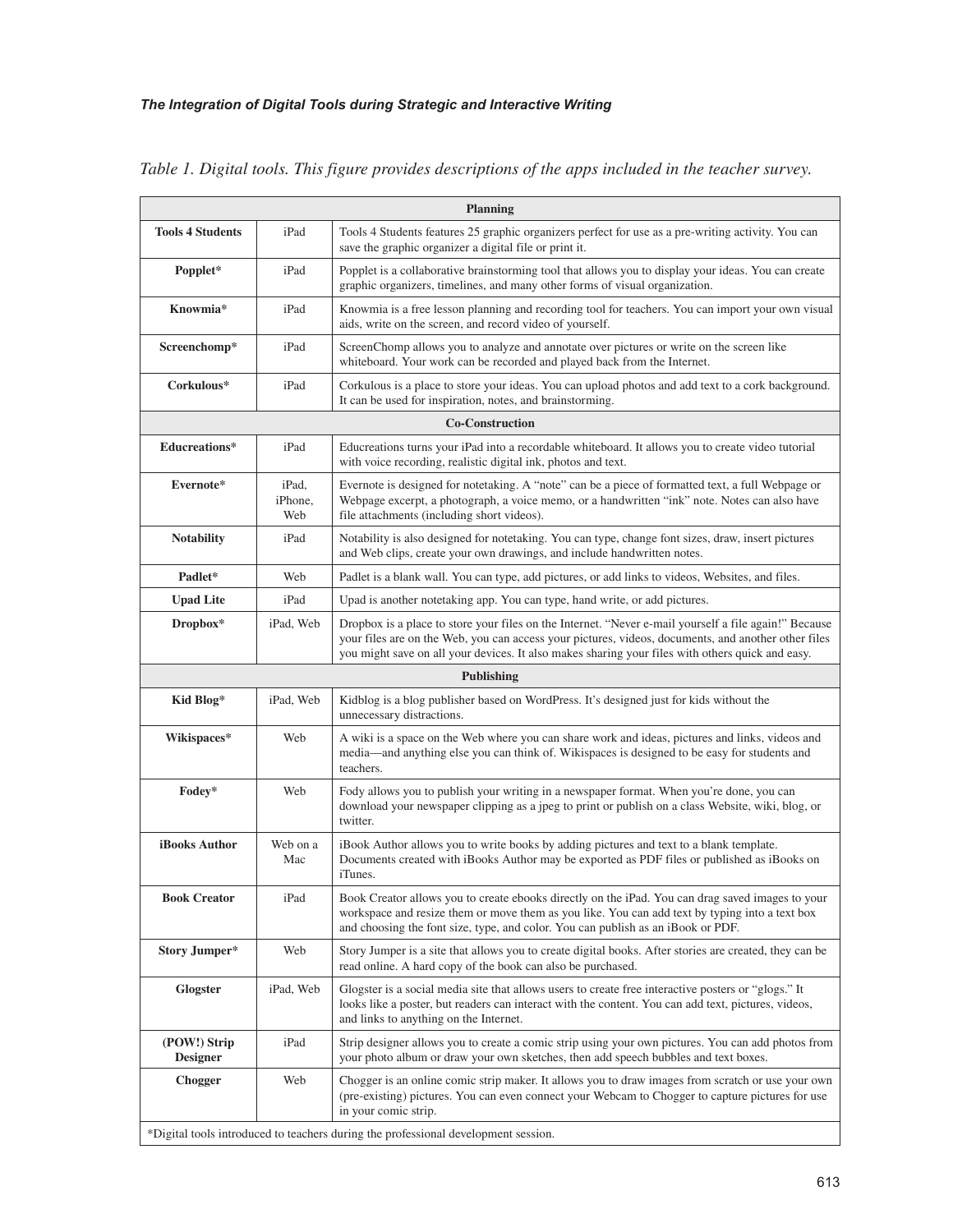*Table 1. Digital tools. This figure provides descriptions of the apps included in the teacher survey.*

| Planning | | |
|---|---|---|
| **Tools 4 Students** | iPad | Tools 4 Students features 25 graphic organizers perfect for use as a pre-writing activity. You can save the graphic organizer a digital file or print it. |
| **Popplet*** | iPad | Popplet is a collaborative brainstorming tool that allows you to display your ideas. You can create graphic organizers, timelines, and many other forms of visual organization. |
| **Knowmia*** | iPad | Knowmia is a free lesson planning and recording tool for teachers. You can import your own visual aids, write on the screen, and record video of yourself. |
| **Screenchomp*** | iPad | ScreenChomp allows you to analyze and annotate over pictures or write on the screen like whiteboard. Your work can be recorded and played back from the Internet. |
| **Corkulous*** | iPad | Corkulous is a place to store your ideas. You can upload photos and add text to a cork background. It can be used for inspiration, notes, and brainstorming. |
| **Co-Construction** | | |
| **Educreations*** | iPad | Educreations turns your iPad into a recordable whiteboard. It allows you to create video tutorial with voice recording, realistic digital ink, photos and text. |
| **Evernote*** | iPad, iPhone, Web | Evernote is designed for notetaking. A "note" can be a piece of formatted text, a full Webpage or Webpage excerpt, a photograph, a voice memo, or a handwritten "ink" note. Notes can also have file attachments (including short videos). |
| **Notability** | iPad | Notability is also designed for notetaking. You can type, change font sizes, draw, insert pictures and Web clips, create your own drawings, and include handwritten notes. |
| **Padlet*** | Web | Padlet is a blank wall. You can type, add pictures, or add links to videos, Websites, and files. |
| **Upad Lite** | iPad | Upad is another notetaking app. You can type, hand write, or add pictures. |
| **Dropbox*** | iPad, Web | Dropbox is a place to store your files on the Internet. "Never e-mail yourself a file again!" Because your files are on the Web, you can access your pictures, videos, documents, and another other files you might save on all your devices. It also makes sharing your files with others quick and easy. |
| **Publishing** | | |
| **Kid Blog*** | iPad, Web | Kidblog is a blog publisher based on WordPress. It's designed just for kids without the unnecessary distractions. |
| **Wikispaces*** | Web | A wiki is a space on the Web where you can share work and ideas, pictures and links, videos and media—and anything else you can think of. Wikispaces is designed to be easy for students and teachers. |
| **Fodey*** | Web | Fody allows you to publish your writing in a newspaper format. When you're done, you can download your newspaper clipping as a jpeg to print or publish on a class Website, wiki, blog, or twitter. |
| **iBooks Author** | Web on a Mac | iBook Author allows you to write books by adding pictures and text to a blank template. Documents created with iBooks Author may be exported as PDF files or published as iBooks on iTunes. |
| **Book Creator** | iPad | Book Creator allows you to create ebooks directly on the iPad. You can drag saved images to your workspace and resize them or move them as you like. You can add text by typing into a text box and choosing the font size, type, and color. You can publish as an iBook or PDF. |
| **Story Jumper*** | Web | Story Jumper is a site that allows you to create digital books. After stories are created, they can be read online. A hard copy of the book can also be purchased. |
| **Glogster** | iPad, Web | Glogster is a social media site that allows users to create free interactive posters or "glogs." It looks like a poster, but readers can interact with the content. You can add text, pictures, videos, and links to anything on the Internet. |
| **(POW!) Strip Designer** | iPad | Strip designer allows you to create a comic strip using your own pictures. You can add photos from your photo album or draw your own sketches, then add speech bubbles and text boxes. |
| **Chogger** | Web | Chogger is an online comic strip maker. It allows you to draw images from scratch or use your own (pre-existing) pictures. You can even connect your Webcam to Chogger to capture pictures for use in your comic strip. |

*Digital tools introduced to teachers during the professional development session.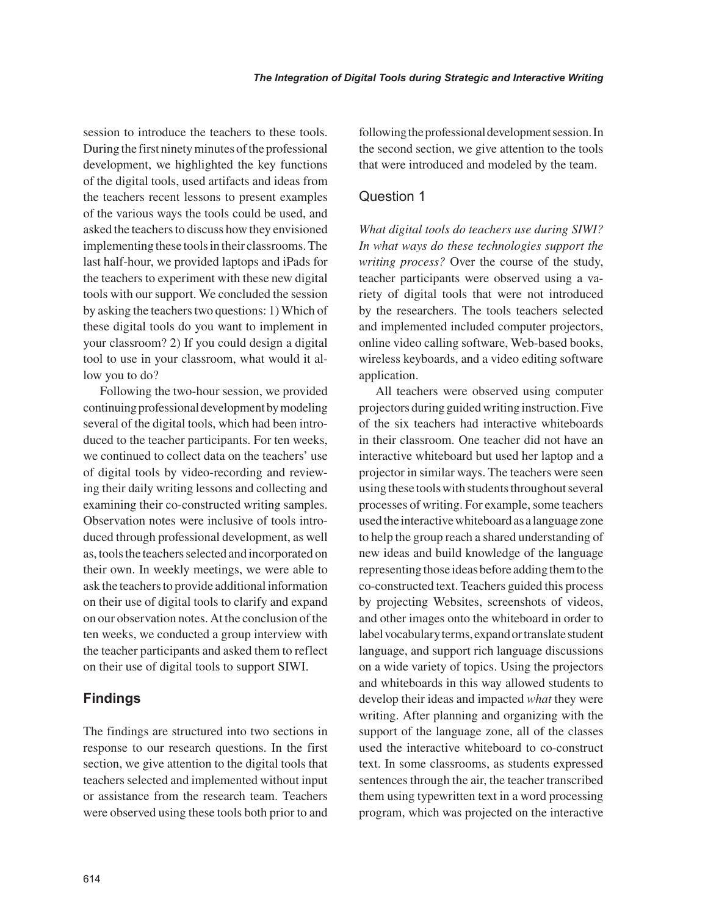session to introduce the teachers to these tools. During the first ninety minutes of the professional development, we highlighted the key functions of the digital tools, used artifacts and ideas from the teachers recent lessons to present examples of the various ways the tools could be used, and asked the teachers to discuss how they envisioned implementing these tools in their classrooms. The last half-hour, we provided laptops and iPads for the teachers to experiment with these new digital tools with our support. We concluded the session by asking the teachers two questions: 1) Which of these digital tools do you want to implement in your classroom? 2) If you could design a digital tool to use in your classroom, what would it allow you to do?

Following the two-hour session, we provided continuing professional development by modeling several of the digital tools, which had been introduced to the teacher participants. For ten weeks, we continued to collect data on the teachers' use of digital tools by video-recording and reviewing their daily writing lessons and collecting and examining their co-constructed writing samples. Observation notes were inclusive of tools introduced through professional development, as well as, tools the teachers selected and incorporated on their own. In weekly meetings, we were able to ask the teachers to provide additional information on their use of digital tools to clarify and expand on our observation notes. At the conclusion of the ten weeks, we conducted a group interview with the teacher participants and asked them to reflect on their use of digital tools to support SIWI.

## Findings

The findings are structured into two sections in response to our research questions. In the first section, we give attention to the digital tools that teachers selected and implemented without input or assistance from the research team. Teachers were observed using these tools both prior to and following the professional development session. In the second section, we give attention to the tools that were introduced and modeled by the team.

### Question 1

*What digital tools do teachers use during SIWI? In what ways do these technologies support the writing process?* Over the course of the study, teacher participants were observed using a variety of digital tools that were not introduced by the researchers. The tools teachers selected and implemented included computer projectors, online video calling software, Web-based books, wireless keyboards, and a video editing software application.

All teachers were observed using computer projectors during guided writing instruction. Five of the six teachers had interactive whiteboards in their classroom. One teacher did not have an interactive whiteboard but used her laptop and a projector in similar ways. The teachers were seen using these tools with students throughout several processes of writing. For example, some teachers used the interactive whiteboard as a language zone to help the group reach a shared understanding of new ideas and build knowledge of the language representing those ideas before adding them to the co-constructed text. Teachers guided this process by projecting Websites, screenshots of videos, and other images onto the whiteboard in order to label vocabulary terms, expand or translate student language, and support rich language discussions on a wide variety of topics. Using the projectors and whiteboards in this way allowed students to develop their ideas and impacted *what* they were writing. After planning and organizing with the support of the language zone, all of the classes used the interactive whiteboard to co-construct text. In some classrooms, as students expressed sentences through the air, the teacher transcribed them using typewritten text in a word processing program, which was projected on the interactive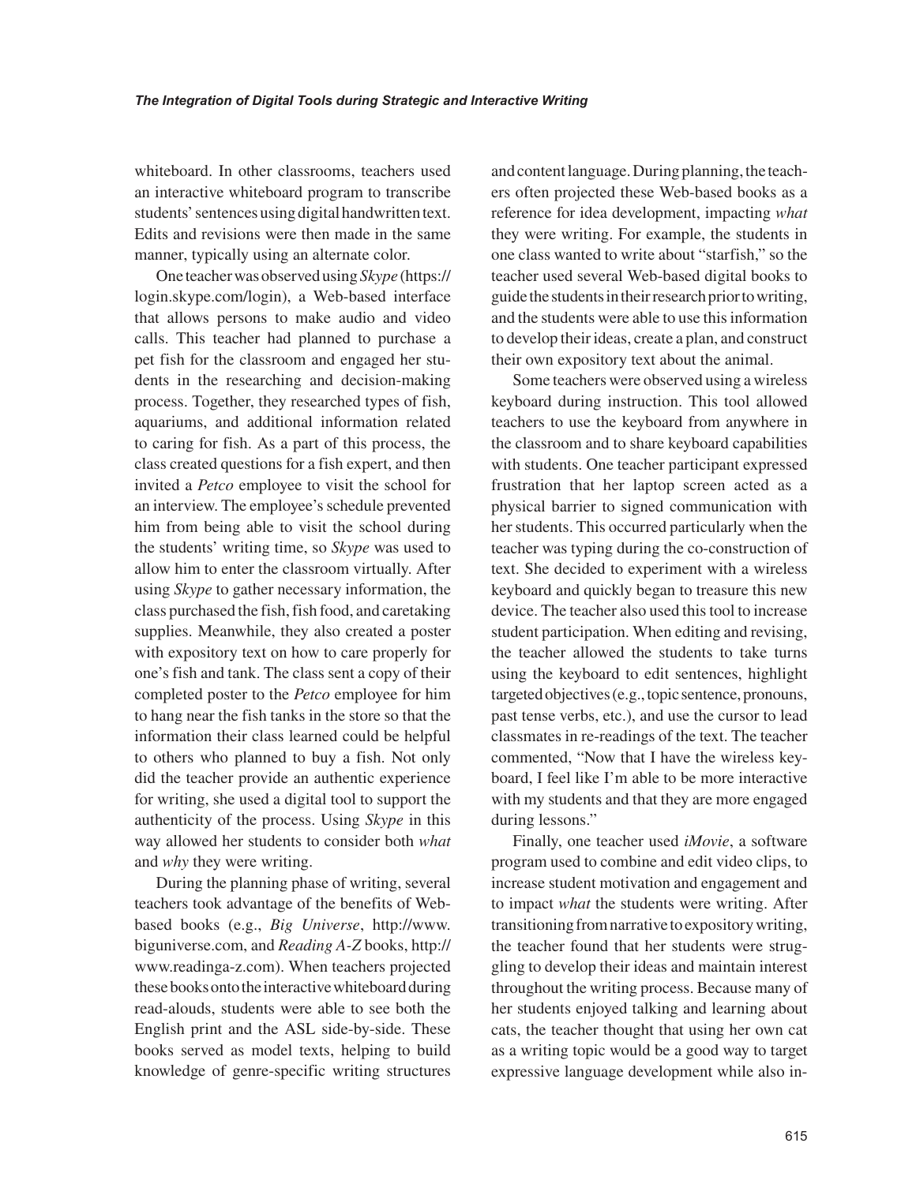whiteboard. In other classrooms, teachers used an interactive whiteboard program to transcribe students' sentences using digital handwritten text. Edits and revisions were then made in the same manner, typically using an alternate color.

One teacher was observed using *Skype* (https://login.skype.com/login), a Web-based interface that allows persons to make audio and video calls. This teacher had planned to purchase a pet fish for the classroom and engaged her students in the researching and decision-making process. Together, they researched types of fish, aquariums, and additional information related to caring for fish. As a part of this process, the class created questions for a fish expert, and then invited a *Petco* employee to visit the school for an interview. The employee's schedule prevented him from being able to visit the school during the students' writing time, so *Skype* was used to allow him to enter the classroom virtually. After using *Skype* to gather necessary information, the class purchased the fish, fish food, and caretaking supplies. Meanwhile, they also created a poster with expository text on how to care properly for one's fish and tank. The class sent a copy of their completed poster to the *Petco* employee for him to hang near the fish tanks in the store so that the information their class learned could be helpful to others who planned to buy a fish. Not only did the teacher provide an authentic experience for writing, she used a digital tool to support the authenticity of the process. Using *Skype* in this way allowed her students to consider both *what* and *why* they were writing.

During the planning phase of writing, several teachers took advantage of the benefits of Web-based books (e.g., *Big Universe*, http://www.biguniverse.com, and *Reading A-Z* books, http://www.readinga-z.com). When teachers projected these books onto the interactive whiteboard during read-alouds, students were able to see both the English print and the ASL side-by-side. These books served as model texts, helping to build knowledge of genre-specific writing structures and content language. During planning, the teachers often projected these Web-based books as a reference for idea development, impacting *what* they were writing. For example, the students in one class wanted to write about "starfish," so the teacher used several Web-based digital books to guide the students in their research prior to writing, and the students were able to use this information to develop their ideas, create a plan, and construct their own expository text about the animal.

Some teachers were observed using a wireless keyboard during instruction. This tool allowed teachers to use the keyboard from anywhere in the classroom and to share keyboard capabilities with students. One teacher participant expressed frustration that her laptop screen acted as a physical barrier to signed communication with her students. This occurred particularly when the teacher was typing during the co-construction of text. She decided to experiment with a wireless keyboard and quickly began to treasure this new device. The teacher also used this tool to increase student participation. When editing and revising, the teacher allowed the students to take turns using the keyboard to edit sentences, highlight targeted objectives (e.g., topic sentence, pronouns, past tense verbs, etc.), and use the cursor to lead classmates in re-readings of the text. The teacher commented, "Now that I have the wireless keyboard, I feel like I'm able to be more interactive with my students and that they are more engaged during lessons."

Finally, one teacher used *iMovie*, a software program used to combine and edit video clips, to increase student motivation and engagement and to impact *what* the students were writing. After transitioning from narrative to expository writing, the teacher found that her students were struggling to develop their ideas and maintain interest throughout the writing process. Because many of her students enjoyed talking and learning about cats, the teacher thought that using her own cat as a writing topic would be a good way to target expressive language development while also in-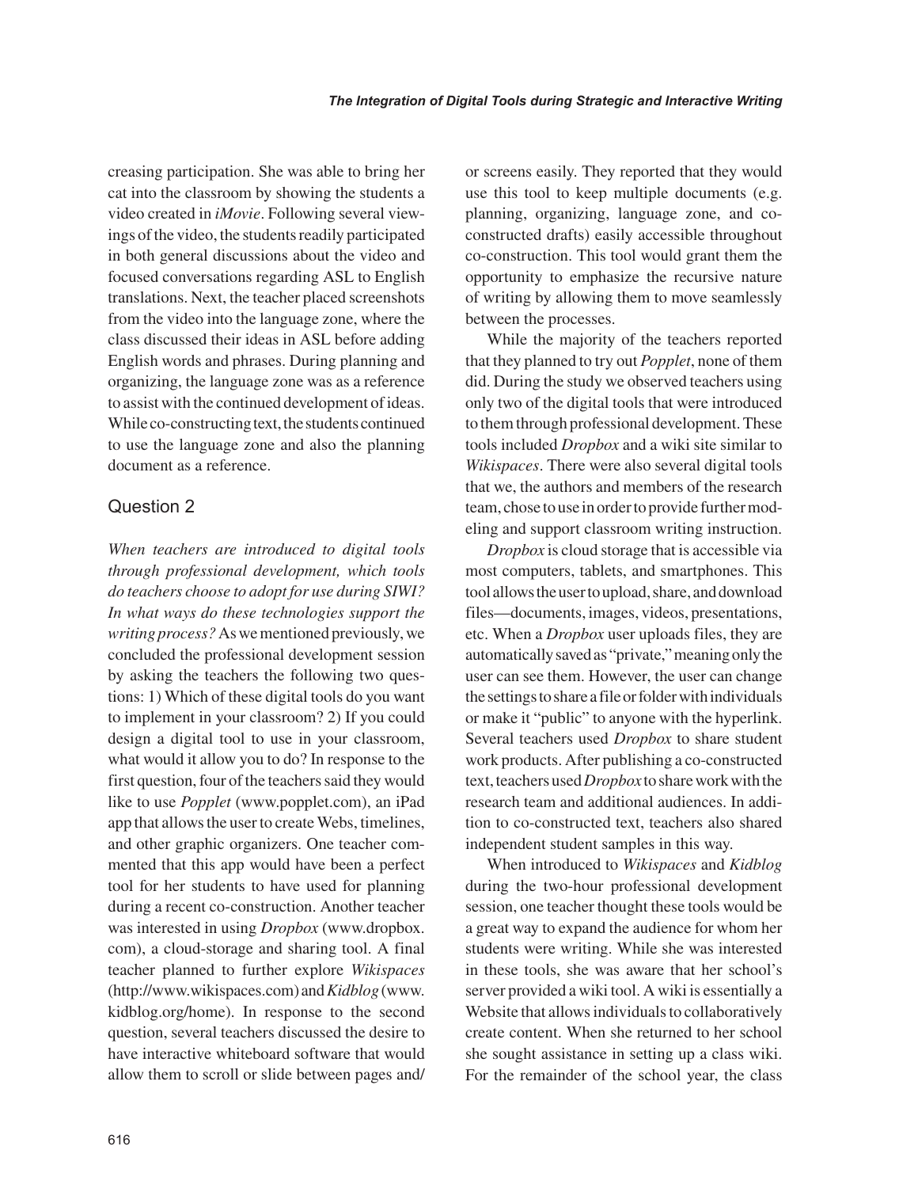creasing participation. She was able to bring her cat into the classroom by showing the students a video created in *iMovie*. Following several viewings of the video, the students readily participated in both general discussions about the video and focused conversations regarding ASL to English translations. Next, the teacher placed screenshots from the video into the language zone, where the class discussed their ideas in ASL before adding English words and phrases. During planning and organizing, the language zone was as a reference to assist with the continued development of ideas. While co-constructing text, the students continued to use the language zone and also the planning document as a reference.

## Question 2

*When teachers are introduced to digital tools through professional development, which tools do teachers choose to adopt for use during SIWI? In what ways do these technologies support the writing process?* As we mentioned previously, we concluded the professional development session by asking the teachers the following two questions: 1) Which of these digital tools do you want to implement in your classroom? 2) If you could design a digital tool to use in your classroom, what would it allow you to do? In response to the first question, four of the teachers said they would like to use *Popplet* (www.popplet.com), an iPad app that allows the user to create Webs, timelines, and other graphic organizers. One teacher commented that this app would have been a perfect tool for her students to have used for planning during a recent co-construction. Another teacher was interested in using *Dropbox* (www.dropbox.com), a cloud-storage and sharing tool. A final teacher planned to further explore *Wikispaces* (http://www.wikispaces.com) and *Kidblog* (www.kidblog.org/home). In response to the second question, several teachers discussed the desire to have interactive whiteboard software that would allow them to scroll or slide between pages and/or screens easily. They reported that they would use this tool to keep multiple documents (e.g. planning, organizing, language zone, and co-constructed drafts) easily accessible throughout co-construction. This tool would grant them the opportunity to emphasize the recursive nature of writing by allowing them to move seamlessly between the processes.

While the majority of the teachers reported that they planned to try out *Popplet*, none of them did. During the study we observed teachers using only two of the digital tools that were introduced to them through professional development. These tools included *Dropbox* and a wiki site similar to *Wikispaces*. There were also several digital tools that we, the authors and members of the research team, chose to use in order to provide further modeling and support classroom writing instruction.

*Dropbox* is cloud storage that is accessible via most computers, tablets, and smartphones. This tool allows the user to upload, share, and download files—documents, images, videos, presentations, etc. When a *Dropbox* user uploads files, they are automatically saved as "private," meaning only the user can see them. However, the user can change the settings to share a file or folder with individuals or make it "public" to anyone with the hyperlink. Several teachers used *Dropbox* to share student work products. After publishing a co-constructed text, teachers used *Dropbox* to share work with the research team and additional audiences. In addition to co-constructed text, teachers also shared independent student samples in this way.

When introduced to *Wikispaces* and *Kidblog* during the two-hour professional development session, one teacher thought these tools would be a great way to expand the audience for whom her students were writing. While she was interested in these tools, she was aware that her school's server provided a wiki tool. A wiki is essentially a Website that allows individuals to collaboratively create content. When she returned to her school she sought assistance in setting up a class wiki. For the remainder of the school year, the class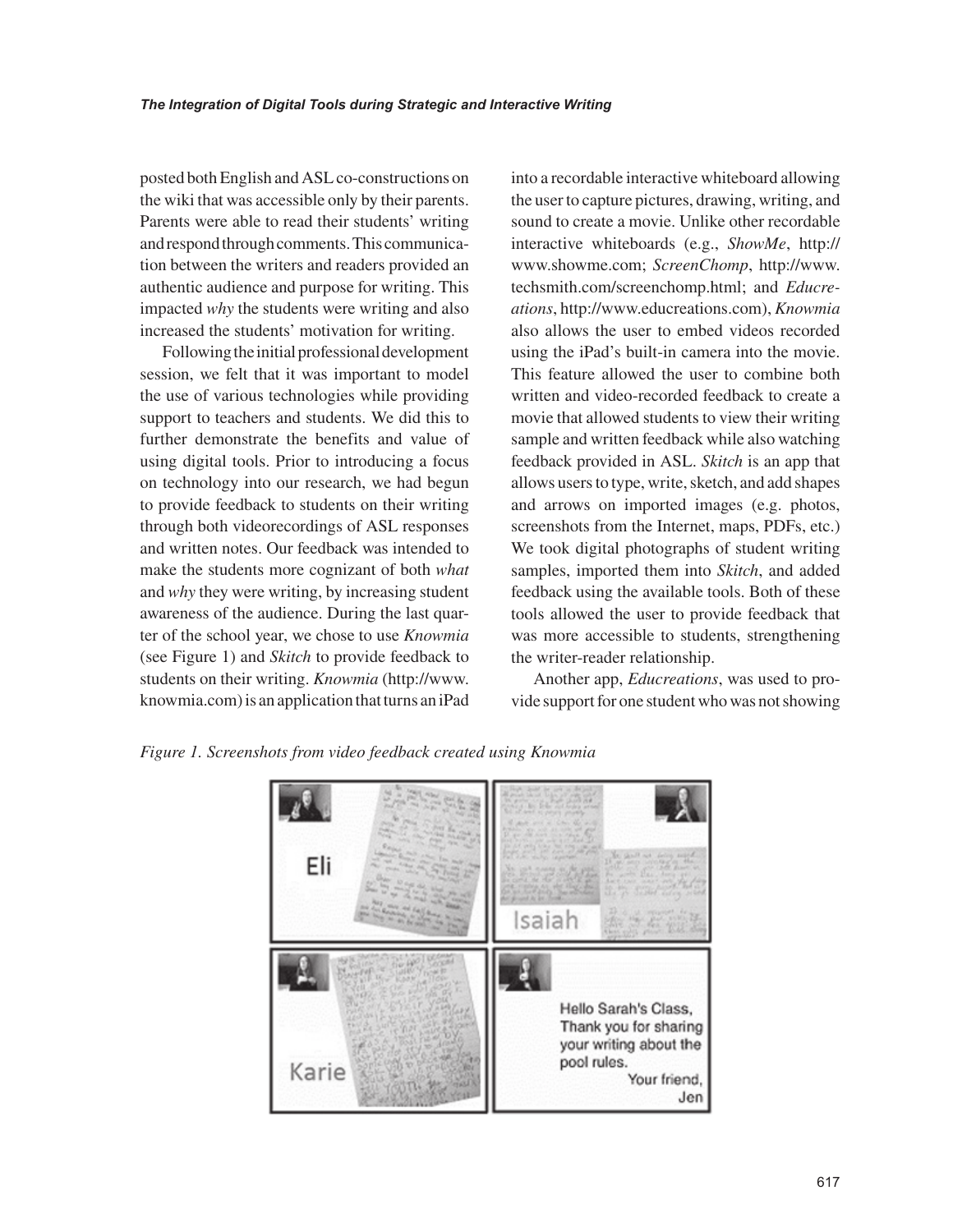posted both English and ASL co-constructions on the wiki that was accessible only by their parents. Parents were able to read their students' writing and respond through comments. This communication between the writers and readers provided an authentic audience and purpose for writing. This impacted *why* the students were writing and also increased the students' motivation for writing.

Following the initial professional development session, we felt that it was important to model the use of various technologies while providing support to teachers and students. We did this to further demonstrate the benefits and value of using digital tools. Prior to introducing a focus on technology into our research, we had begun to provide feedback to students on their writing through both videorecordings of ASL responses and written notes. Our feedback was intended to make the students more cognizant of both *what* and *why* they were writing, by increasing student awareness of the audience. During the last quarter of the school year, we chose to use *Knowmia* (see Figure 1) and *Skitch* to provide feedback to students on their writing. *Knowmia* (http://www.knowmia.com) is an application that turns an iPad into a recordable interactive whiteboard allowing the user to capture pictures, drawing, writing, and sound to create a movie. Unlike other recordable interactive whiteboards (e.g., *ShowMe*, http://www.showme.com; *ScreenChomp*, http://www.techsmith.com/screenchomp.html; and *Educreations*, http://www.educreations.com), *Knowmia* also allows the user to embed videos recorded using the iPad's built-in camera into the movie. This feature allowed the user to combine both written and video-recorded feedback to create a movie that allowed students to view their writing sample and written feedback while also watching feedback provided in ASL. *Skitch* is an app that allows users to type, write, sketch, and add shapes and arrows on imported images (e.g. photos, screenshots from the Internet, maps, PDFs, etc.) We took digital photographs of student writing samples, imported them into *Skitch*, and added feedback using the available tools. Both of these tools allowed the user to provide feedback that was more accessible to students, strengthening the writer-reader relationship.

Another app, *Educreations*, was used to provide support for one student who was not showing

*Figure 1. Screenshots from video feedback created using Knowmia*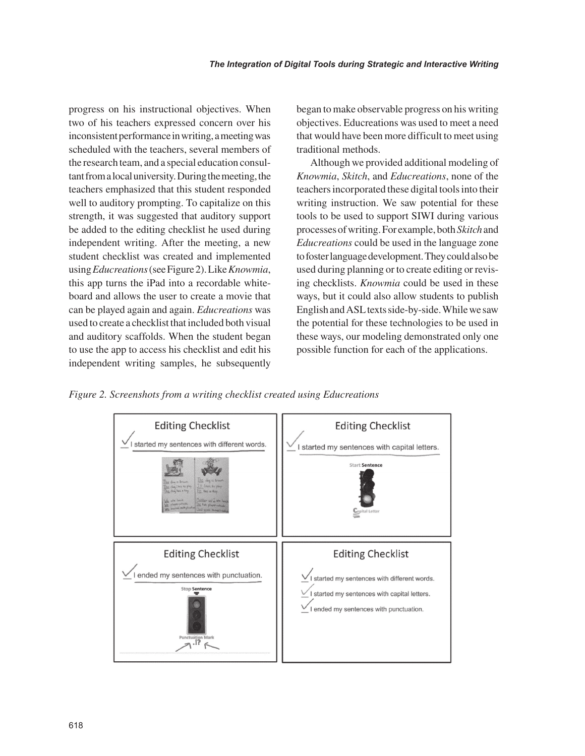progress on his instructional objectives. When two of his teachers expressed concern over his inconsistent performance in writing, a meeting was scheduled with the teachers, several members of the research team, and a special education consultant from a local university. During the meeting, the teachers emphasized that this student responded well to auditory prompting. To capitalize on this strength, it was suggested that auditory support be added to the editing checklist he used during independent writing. After the meeting, a new student checklist was created and implemented using *Educreations* (see Figure 2). Like *Knowmia*, this app turns the iPad into a recordable whiteboard and allows the user to create a movie that can be played again and again. *Educreations* was used to create a checklist that included both visual and auditory scaffolds. When the student began to use the app to access his checklist and edit his independent writing samples, he subsequently began to make observable progress on his writing objectives. Educreations was used to meet a need that would have been more difficult to meet using traditional methods.

Although we provided additional modeling of *Knowmia*, *Skitch*, and *Educreations*, none of the teachers incorporated these digital tools into their writing instruction. We saw potential for these tools to be used to support SIWI during various processes of writing. For example, both *Skitch* and *Educreations* could be used in the language zone to foster language development. They could also be used during planning or to create editing or revising checklists. *Knowmia* could be used in these ways, but it could also allow students to publish English and ASL texts side-by-side. While we saw the potential for these technologies to be used in these ways, our modeling demonstrated only one possible function for each of the applications.

*Figure 2. Screenshots from a writing checklist created using Educreations*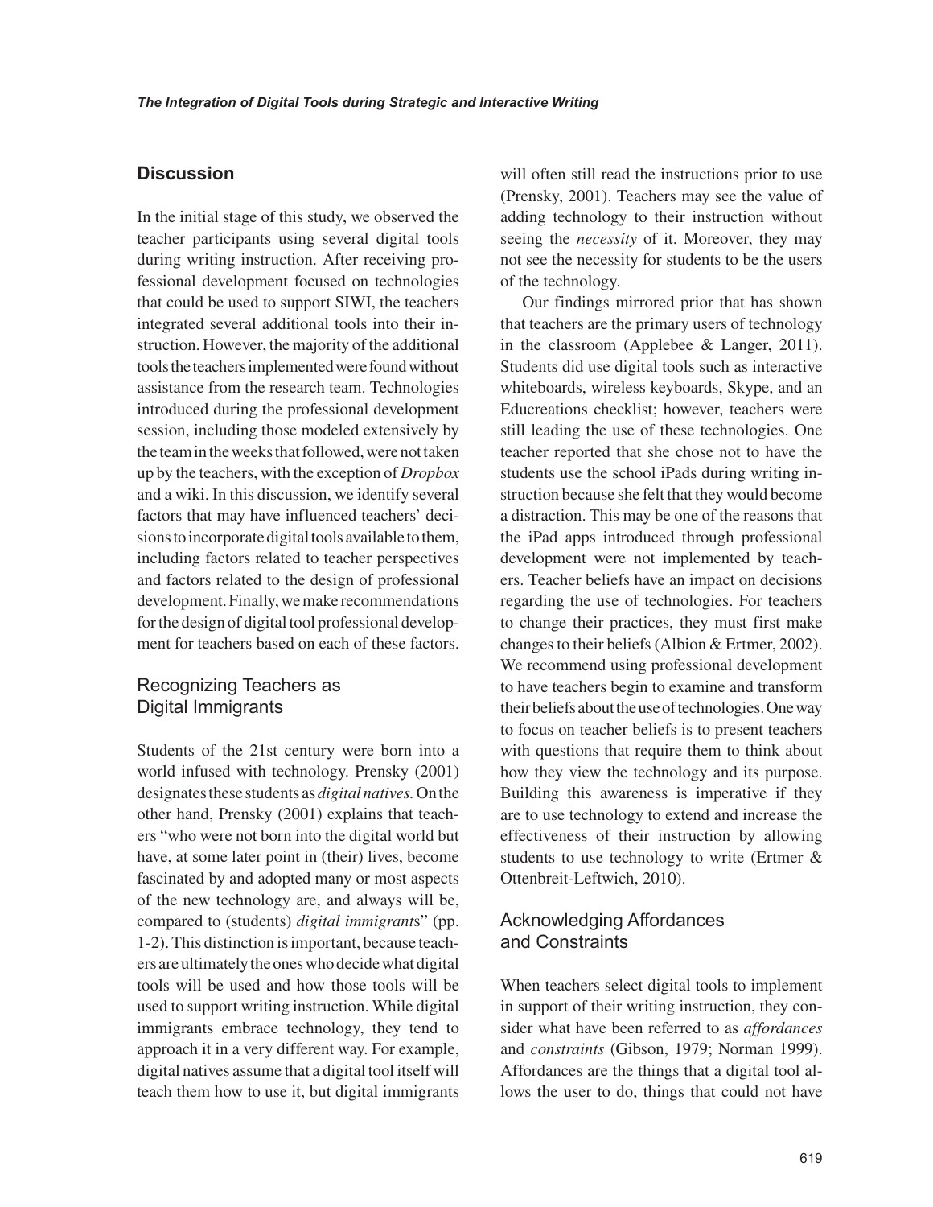## Discussion

In the initial stage of this study, we observed the teacher participants using several digital tools during writing instruction. After receiving professional development focused on technologies that could be used to support SIWI, the teachers integrated several additional tools into their instruction. However, the majority of the additional tools the teachers implemented were found without assistance from the research team. Technologies introduced during the professional development session, including those modeled extensively by the team in the weeks that followed, were not taken up by the teachers, with the exception of *Dropbox* and a wiki. In this discussion, we identify several factors that may have influenced teachers' decisions to incorporate digital tools available to them, including factors related to teacher perspectives and factors related to the design of professional development. Finally, we make recommendations for the design of digital tool professional development for teachers based on each of these factors.

### Recognizing Teachers as Digital Immigrants

Students of the 21st century were born into a world infused with technology. Prensky (2001) designates these students as *digital natives.* On the other hand, Prensky (2001) explains that teachers "who were not born into the digital world but have, at some later point in (their) lives, become fascinated by and adopted many or most aspects of the new technology are, and always will be, compared to (students) *digital immigrants*" (pp. 1-2). This distinction is important, because teachers are ultimately the ones who decide what digital tools will be used and how those tools will be used to support writing instruction. While digital immigrants embrace technology, they tend to approach it in a very different way. For example, digital natives assume that a digital tool itself will teach them how to use it, but digital immigrants will often still read the instructions prior to use (Prensky, 2001). Teachers may see the value of adding technology to their instruction without seeing the *necessity* of it. Moreover, they may not see the necessity for students to be the users of the technology.

Our findings mirrored prior that has shown that teachers are the primary users of technology in the classroom (Applebee & Langer, 2011). Students did use digital tools such as interactive whiteboards, wireless keyboards, Skype, and an Educreations checklist; however, teachers were still leading the use of these technologies. One teacher reported that she chose not to have the students use the school iPads during writing instruction because she felt that they would become a distraction. This may be one of the reasons that the iPad apps introduced through professional development were not implemented by teachers. Teacher beliefs have an impact on decisions regarding the use of technologies. For teachers to change their practices, they must first make changes to their beliefs (Albion & Ertmer, 2002). We recommend using professional development to have teachers begin to examine and transform their beliefs about the use of technologies. One way to focus on teacher beliefs is to present teachers with questions that require them to think about how they view the technology and its purpose. Building this awareness is imperative if they are to use technology to extend and increase the effectiveness of their instruction by allowing students to use technology to write (Ertmer & Ottenbreit-Leftwich, 2010).

### Acknowledging Affordances and Constraints

When teachers select digital tools to implement in support of their writing instruction, they consider what have been referred to as *affordances* and *constraints* (Gibson, 1979; Norman 1999). Affordances are the things that a digital tool allows the user to do, things that could not have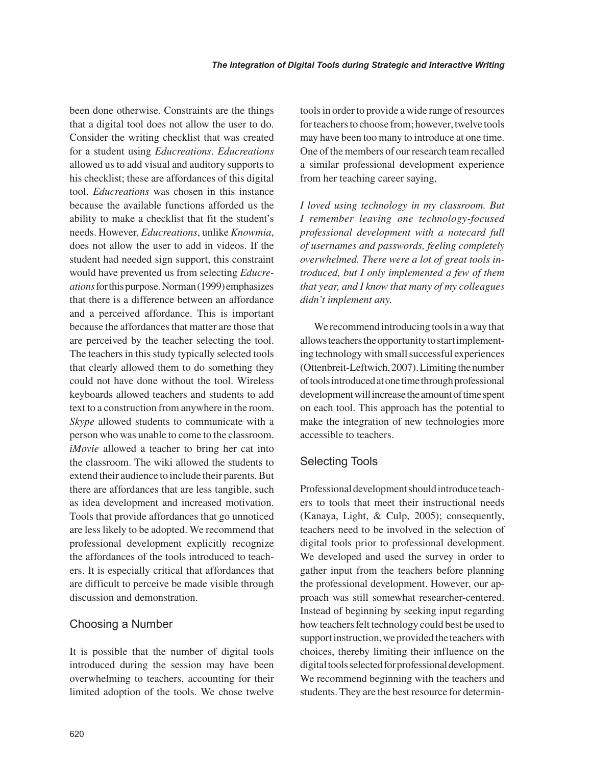been done otherwise. Constraints are the things that a digital tool does not allow the user to do. Consider the writing checklist that was created for a student using *Educreations*. *Educreations* allowed us to add visual and auditory supports to his checklist; these are affordances of this digital tool. *Educreations* was chosen in this instance because the available functions afforded us the ability to make a checklist that fit the student's needs. However, *Educreations*, unlike *Knowmia*, does not allow the user to add in videos. If the student had needed sign support, this constraint would have prevented us from selecting *Educreations* for this purpose. Norman (1999) emphasizes that there is a difference between an affordance and a perceived affordance. This is important because the affordances that matter are those that are perceived by the teacher selecting the tool. The teachers in this study typically selected tools that clearly allowed them to do something they could not have done without the tool. Wireless keyboards allowed teachers and students to add text to a construction from anywhere in the room. *Skype* allowed students to communicate with a person who was unable to come to the classroom. *iMovie* allowed a teacher to bring her cat into the classroom. The wiki allowed the students to extend their audience to include their parents. But there are affordances that are less tangible, such as idea development and increased motivation. Tools that provide affordances that go unnoticed are less likely to be adopted. We recommend that professional development explicitly recognize the affordances of the tools introduced to teachers. It is especially critical that affordances that are difficult to perceive be made visible through discussion and demonstration.

## Choosing a Number

It is possible that the number of digital tools introduced during the session may have been overwhelming to teachers, accounting for their limited adoption of the tools. We chose twelve tools in order to provide a wide range of resources for teachers to choose from; however, twelve tools may have been too many to introduce at one time. One of the members of our research team recalled a similar professional development experience from her teaching career saying,

*I loved using technology in my classroom. But I remember leaving one technology-focused professional development with a notecard full of usernames and passwords, feeling completely overwhelmed. There were a lot of great tools introduced, but I only implemented a few of them that year, and I know that many of my colleagues didn't implement any.*

We recommend introducing tools in a way that allows teachers the opportunity to start implementing technology with small successful experiences (Ottenbreit-Leftwich, 2007). Limiting the number of tools introduced at one time through professional development will increase the amount of time spent on each tool. This approach has the potential to make the integration of new technologies more accessible to teachers.

## Selecting Tools

Professional development should introduce teachers to tools that meet their instructional needs (Kanaya, Light, & Culp, 2005); consequently, teachers need to be involved in the selection of digital tools prior to professional development. We developed and used the survey in order to gather input from the teachers before planning the professional development. However, our approach was still somewhat researcher-centered. Instead of beginning by seeking input regarding how teachers felt technology could best be used to support instruction, we provided the teachers with choices, thereby limiting their influence on the digital tools selected for professional development. We recommend beginning with the teachers and students. They are the best resource for determin-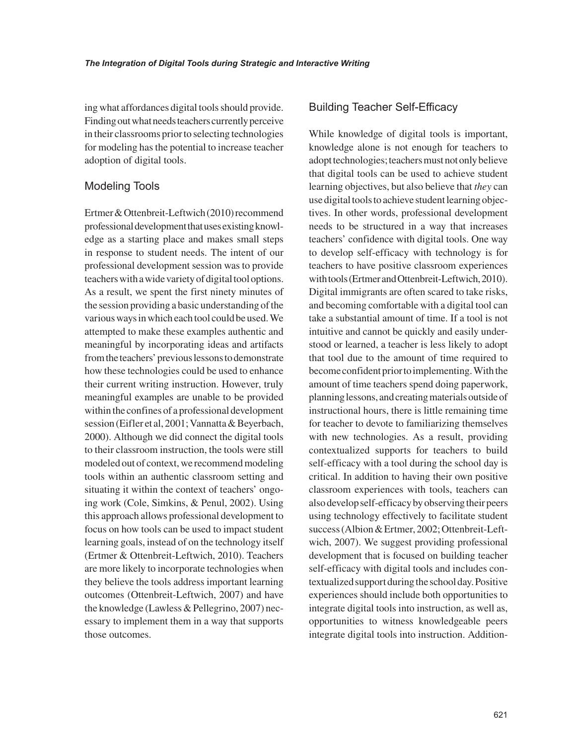ing what affordances digital tools should provide. Finding out what needs teachers currently perceive in their classrooms prior to selecting technologies for modeling has the potential to increase teacher adoption of digital tools.

## Modeling Tools

Ertmer & Ottenbreit-Leftwich (2010) recommend professional development that uses existing knowledge as a starting place and makes small steps in response to student needs. The intent of our professional development session was to provide teachers with a wide variety of digital tool options. As a result, we spent the first ninety minutes of the session providing a basic understanding of the various ways in which each tool could be used. We attempted to make these examples authentic and meaningful by incorporating ideas and artifacts from the teachers' previous lessons to demonstrate how these technologies could be used to enhance their current writing instruction. However, truly meaningful examples are unable to be provided within the confines of a professional development session (Eifler et al, 2001; Vannatta & Beyerbach, 2000). Although we did connect the digital tools to their classroom instruction, the tools were still modeled out of context, we recommend modeling tools within an authentic classroom setting and situating it within the context of teachers' ongoing work (Cole, Simkins, & Penul, 2002). Using this approach allows professional development to focus on how tools can be used to impact student learning goals, instead of on the technology itself (Ertmer & Ottenbreit-Leftwich, 2010). Teachers are more likely to incorporate technologies when they believe the tools address important learning outcomes (Ottenbreit-Leftwich, 2007) and have the knowledge (Lawless & Pellegrino, 2007) necessary to implement them in a way that supports those outcomes.

## Building Teacher Self-Efficacy

While knowledge of digital tools is important, knowledge alone is not enough for teachers to adopt technologies; teachers must not only believe that digital tools can be used to achieve student learning objectives, but also believe that *they* can use digital tools to achieve student learning objectives. In other words, professional development needs to be structured in a way that increases teachers' confidence with digital tools. One way to develop self-efficacy with technology is for teachers to have positive classroom experiences with tools (Ertmer and Ottenbreit-Leftwich, 2010). Digital immigrants are often scared to take risks, and becoming comfortable with a digital tool can take a substantial amount of time. If a tool is not intuitive and cannot be quickly and easily understood or learned, a teacher is less likely to adopt that tool due to the amount of time required to become confident prior to implementing. With the amount of time teachers spend doing paperwork, planning lessons, and creating materials outside of instructional hours, there is little remaining time for teacher to devote to familiarizing themselves with new technologies. As a result, providing contextualized supports for teachers to build self-efficacy with a tool during the school day is critical. In addition to having their own positive classroom experiences with tools, teachers can also develop self-efficacy by observing their peers using technology effectively to facilitate student success (Albion & Ertmer, 2002; Ottenbreit-Leftwich, 2007). We suggest providing professional development that is focused on building teacher self-efficacy with digital tools and includes contextualized support during the school day. Positive experiences should include both opportunities to integrate digital tools into instruction, as well as, opportunities to witness knowledgeable peers integrate digital tools into instruction. Addition-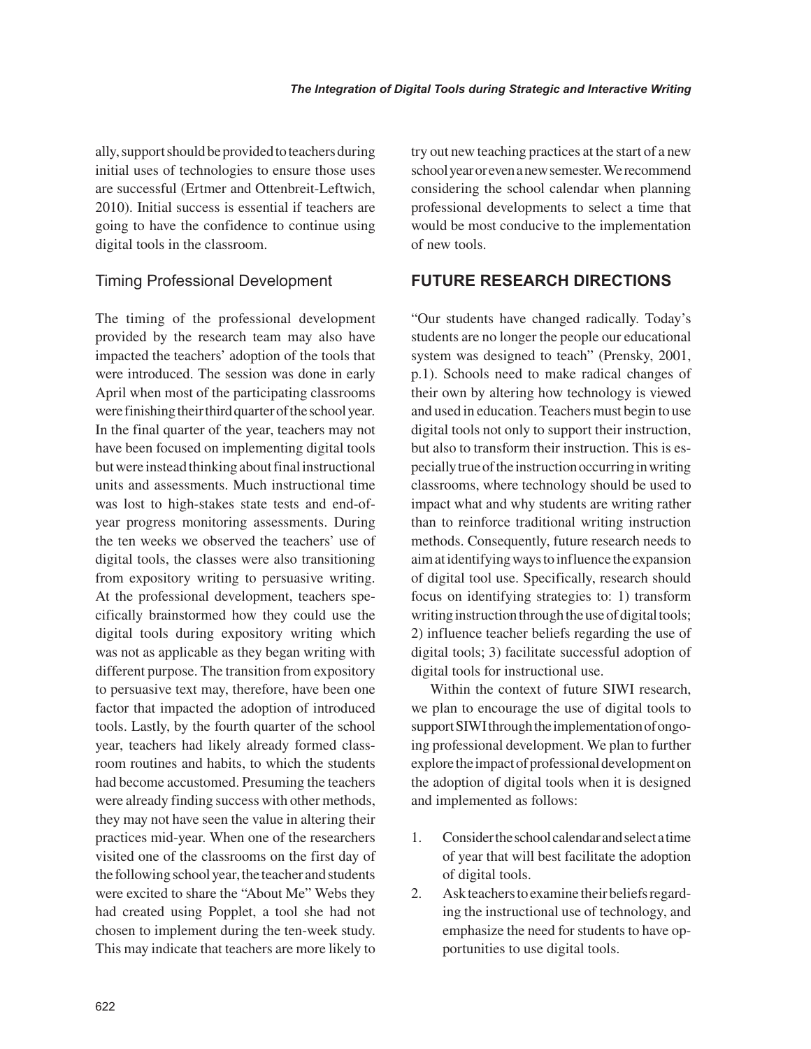ally, support should be provided to teachers during initial uses of technologies to ensure those uses are successful (Ertmer and Ottenbreit-Leftwich, 2010). Initial success is essential if teachers are going to have the confidence to continue using digital tools in the classroom.

### Timing Professional Development

The timing of the professional development provided by the research team may also have impacted the teachers' adoption of the tools that were introduced. The session was done in early April when most of the participating classrooms were finishing their third quarter of the school year. In the final quarter of the year, teachers may not have been focused on implementing digital tools but were instead thinking about final instructional units and assessments. Much instructional time was lost to high-stakes state tests and end-of-year progress monitoring assessments. During the ten weeks we observed the teachers' use of digital tools, the classes were also transitioning from expository writing to persuasive writing. At the professional development, teachers specifically brainstormed how they could use the digital tools during expository writing which was not as applicable as they began writing with different purpose. The transition from expository to persuasive text may, therefore, have been one factor that impacted the adoption of introduced tools. Lastly, by the fourth quarter of the school year, teachers had likely already formed classroom routines and habits, to which the students had become accustomed. Presuming the teachers were already finding success with other methods, they may not have seen the value in altering their practices mid-year. When one of the researchers visited one of the classrooms on the first day of the following school year, the teacher and students were excited to share the "About Me" Webs they had created using Popplet, a tool she had not chosen to implement during the ten-week study. This may indicate that teachers are more likely to try out new teaching practices at the start of a new school year or even a new semester. We recommend considering the school calendar when planning professional developments to select a time that would be most conducive to the implementation of new tools.

## FUTURE RESEARCH DIRECTIONS

"Our students have changed radically. Today's students are no longer the people our educational system was designed to teach" (Prensky, 2001, p.1). Schools need to make radical changes of their own by altering how technology is viewed and used in education. Teachers must begin to use digital tools not only to support their instruction, but also to transform their instruction. This is especially true of the instruction occurring in writing classrooms, where technology should be used to impact what and why students are writing rather than to reinforce traditional writing instruction methods. Consequently, future research needs to aim at identifying ways to influence the expansion of digital tool use. Specifically, research should focus on identifying strategies to: 1) transform writing instruction through the use of digital tools; 2) influence teacher beliefs regarding the use of digital tools; 3) facilitate successful adoption of digital tools for instructional use.

Within the context of future SIWI research, we plan to encourage the use of digital tools to support SIWI through the implementation of ongoing professional development. We plan to further explore the impact of professional development on the adoption of digital tools when it is designed and implemented as follows:

1. Consider the school calendar and select a time of year that will best facilitate the adoption of digital tools.
2. Ask teachers to examine their beliefs regarding the instructional use of technology, and emphasize the need for students to have opportunities to use digital tools.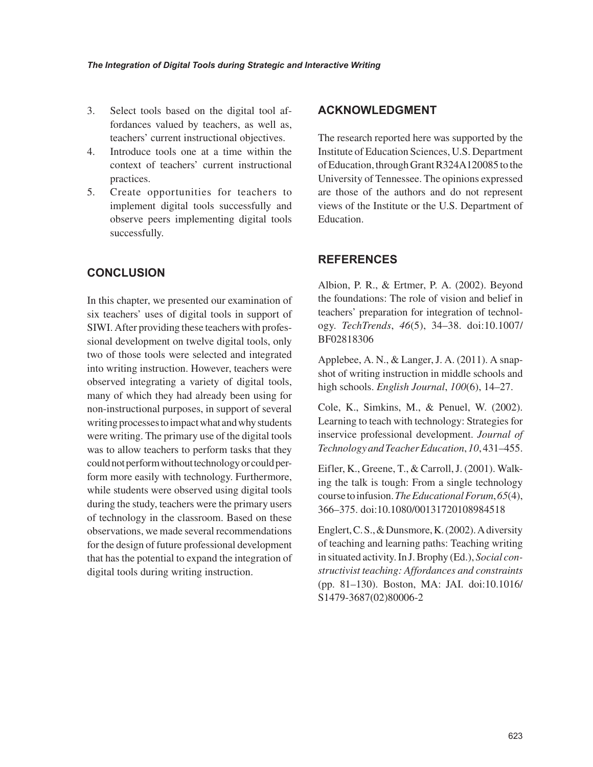3. Select tools based on the digital tool affordances valued by teachers, as well as, teachers' current instructional objectives.
4. Introduce tools one at a time within the context of teachers' current instructional practices.
5. Create opportunities for teachers to implement digital tools successfully and observe peers implementing digital tools successfully.

## CONCLUSION

In this chapter, we presented our examination of six teachers' uses of digital tools in support of SIWI. After providing these teachers with professional development on twelve digital tools, only two of those tools were selected and integrated into writing instruction. However, teachers were observed integrating a variety of digital tools, many of which they had already been using for non-instructional purposes, in support of several writing processes to impact what and why students were writing. The primary use of the digital tools was to allow teachers to perform tasks that they could not perform without technology or could perform more easily with technology. Furthermore, while students were observed using digital tools during the study, teachers were the primary users of technology in the classroom. Based on these observations, we made several recommendations for the design of future professional development that has the potential to expand the integration of digital tools during writing instruction.

## ACKNOWLEDGMENT

The research reported here was supported by the Institute of Education Sciences, U.S. Department of Education, through Grant R324A120085 to the University of Tennessee. The opinions expressed are those of the authors and do not represent views of the Institute or the U.S. Department of Education.

## REFERENCES

Albion, P. R., & Ertmer, P. A. (2002). Beyond the foundations: The role of vision and belief in teachers' preparation for integration of technology. *TechTrends*, *46*(5), 34–38. doi:10.1007/BF02818306

Applebee, A. N., & Langer, J. A. (2011). A snapshot of writing instruction in middle schools and high schools. *English Journal*, *100*(6), 14–27.

Cole, K., Simkins, M., & Penuel, W. (2002). Learning to teach with technology: Strategies for inservice professional development. *Journal of Technology and Teacher Education*, *10*, 431–455.

Eifler, K., Greene, T., & Carroll, J. (2001). Walking the talk is tough: From a single technology course to infusion. *The Educational Forum*, *65*(4), 366–375. doi:10.1080/00131720108984518

Englert, C. S., & Dunsmore, K. (2002). A diversity of teaching and learning paths: Teaching writing in situated activity. In J. Brophy (Ed.), *Social constructivist teaching: Affordances and constraints* (pp. 81–130). Boston, MA: JAI. doi:10.1016/S1479-3687(02)80006-2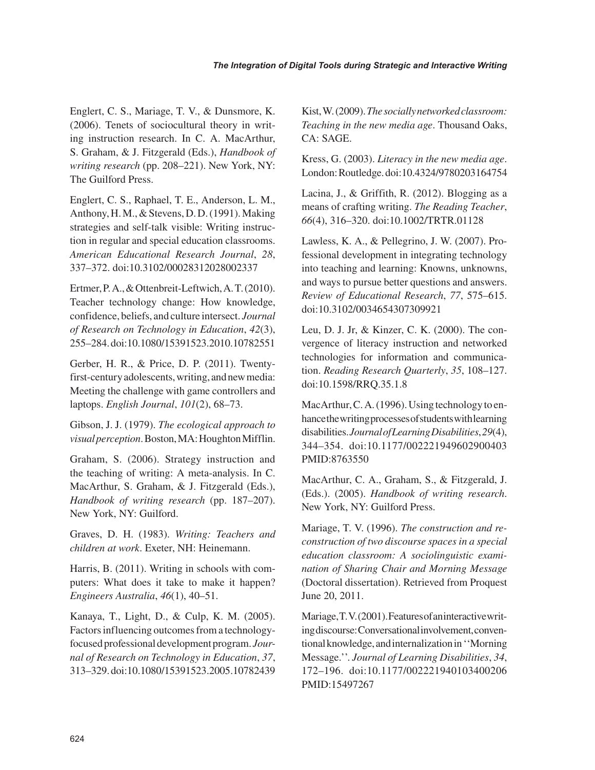Englert, C. S., Mariage, T. V., & Dunsmore, K. (2006). Tenets of sociocultural theory in writing instruction research. In C. A. MacArthur, S. Graham, & J. Fitzgerald (Eds.), *Handbook of writing research* (pp. 208–221). New York, NY: The Guilford Press.

Englert, C. S., Raphael, T. E., Anderson, L. M., Anthony, H. M., & Stevens, D. D. (1991). Making strategies and self-talk visible: Writing instruction in regular and special education classrooms. *American Educational Research Journal*, *28*, 337–372. doi:10.3102/00028312028002337

Ertmer, P. A., & Ottenbreit-Leftwich, A. T. (2010). Teacher technology change: How knowledge, confidence, beliefs, and culture intersect. *Journal of Research on Technology in Education*, *42*(3), 255–284. doi:10.1080/15391523.2010.10782551

Gerber, H. R., & Price, D. P. (2011). Twenty-first-century adolescents, writing, and new media: Meeting the challenge with game controllers and laptops. *English Journal*, *101*(2), 68–73.

Gibson, J. J. (1979). *The ecological approach to visual perception*. Boston, MA: Houghton Mifflin.

Graham, S. (2006). Strategy instruction and the teaching of writing: A meta-analysis. In C. MacArthur, S. Graham, & J. Fitzgerald (Eds.), *Handbook of writing research* (pp. 187–207). New York, NY: Guilford.

Graves, D. H. (1983). *Writing: Teachers and children at work*. Exeter, NH: Heinemann.

Harris, B. (2011). Writing in schools with computers: What does it take to make it happen? *Engineers Australia*, *46*(1), 40–51.

Kanaya, T., Light, D., & Culp, K. M. (2005). Factors influencing outcomes from a technology-focused professional development program. *Journal of Research on Technology in Education*, *37*, 313–329. doi:10.1080/15391523.2005.10782439

Kist, W. (2009). *The socially networked classroom: Teaching in the new media age*. Thousand Oaks, CA: SAGE.

Kress, G. (2003). *Literacy in the new media age*. London: Routledge. doi:10.4324/9780203164754

Lacina, J., & Griffith, R. (2012). Blogging as a means of crafting writing. *The Reading Teacher*, *66*(4), 316–320. doi:10.1002/TRTR.01128

Lawless, K. A., & Pellegrino, J. W. (2007). Professional development in integrating technology into teaching and learning: Knowns, unknowns, and ways to pursue better questions and answers. *Review of Educational Research*, *77*, 575–615. doi:10.3102/0034654307309921

Leu, D. J. Jr, & Kinzer, C. K. (2000). The convergence of literacy instruction and networked technologies for information and communication. *Reading Research Quarterly*, *35*, 108–127. doi:10.1598/RRQ.35.1.8

MacArthur, C. A. (1996). Using technology to enhance the writing processes of students with learning disabilities. *Journal of Learning Disabilities*, *29*(4), 344–354. doi:10.1177/002221949602900403 PMID:8763550

MacArthur, C. A., Graham, S., & Fitzgerald, J. (Eds.). (2005). *Handbook of writing research*. New York, NY: Guilford Press.

Mariage, T. V. (1996). *The construction and reconstruction of two discourse spaces in a special education classroom: A sociolinguistic examination of Sharing Chair and Morning Message* (Doctoral dissertation). Retrieved from Proquest June 20, 2011.

Mariage, T. V. (2001). Features of an interactive writing discourse: Conversational involvement, conventional knowledge, and internalization in ''Morning Message.''. *Journal of Learning Disabilities*, *34*, 172–196. doi:10.1177/002221940103400206 PMID:15497267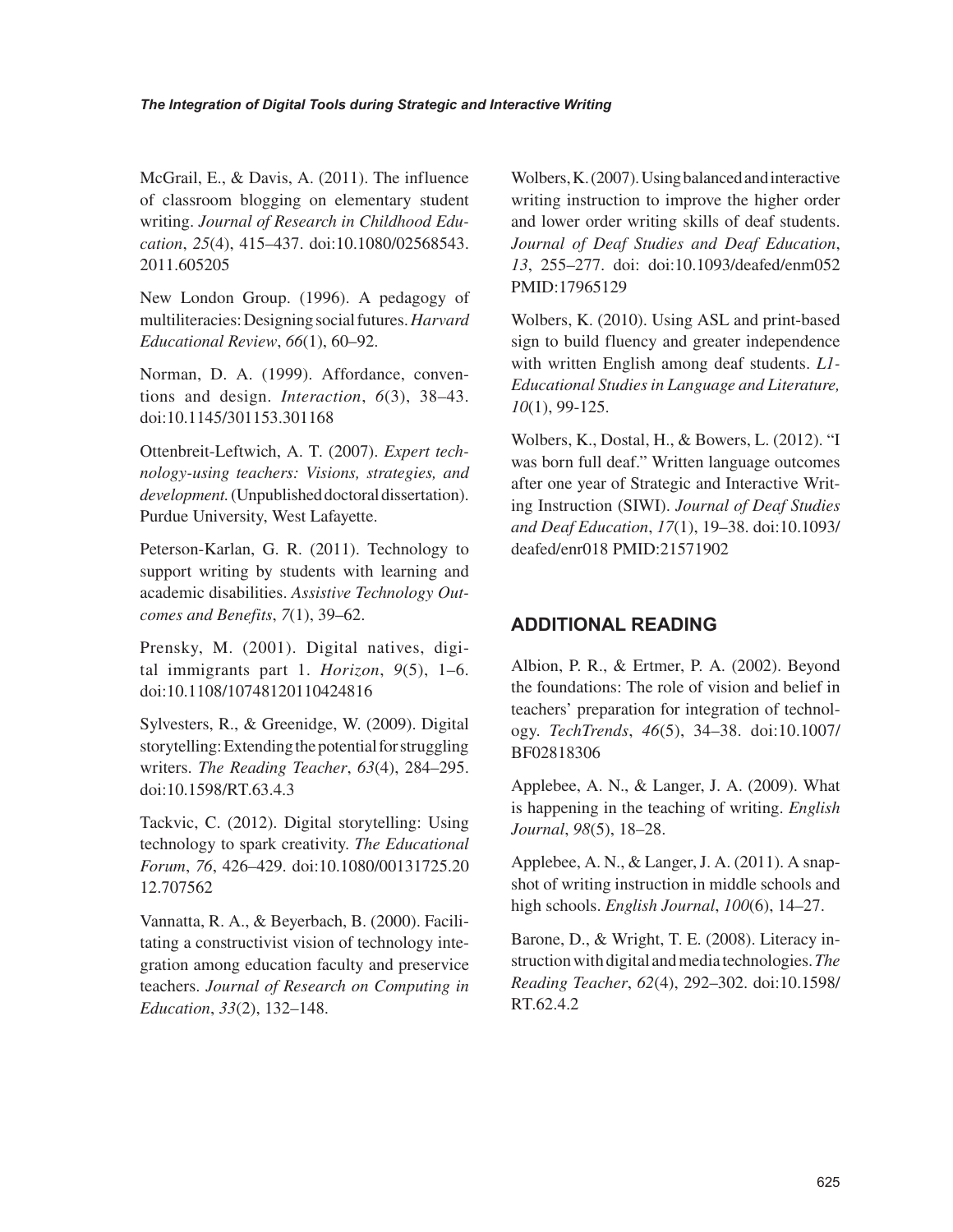McGrail, E., & Davis, A. (2011). The influence of classroom blogging on elementary student writing. *Journal of Research in Childhood Education*, *25*(4), 415–437. doi:10.1080/02568543.2011.605205

New London Group. (1996). A pedagogy of multiliteracies: Designing social futures. *Harvard Educational Review*, *66*(1), 60–92.

Norman, D. A. (1999). Affordance, conventions and design. *Interaction*, *6*(3), 38–43. doi:10.1145/301153.301168

Ottenbreit-Leftwich, A. T. (2007). *Expert technology-using teachers: Visions, strategies, and development.* (Unpublished doctoral dissertation). Purdue University, West Lafayette.

Peterson-Karlan, G. R. (2011). Technology to support writing by students with learning and academic disabilities. *Assistive Technology Outcomes and Benefits*, *7*(1), 39–62.

Prensky, M. (2001). Digital natives, digital immigrants part 1. *Horizon*, *9*(5), 1–6. doi:10.1108/10748120110424816

Sylvesters, R., & Greenidge, W. (2009). Digital storytelling: Extending the potential for struggling writers. *The Reading Teacher*, *63*(4), 284–295. doi:10.1598/RT.63.4.3

Tackvic, C. (2012). Digital storytelling: Using technology to spark creativity. *The Educational Forum*, *76*, 426–429. doi:10.1080/00131725.2012.707562

Vannatta, R. A., & Beyerbach, B. (2000). Facilitating a constructivist vision of technology integration among education faculty and preservice teachers. *Journal of Research on Computing in Education*, *33*(2), 132–148.

Wolbers, K. (2007). Using balanced and interactive writing instruction to improve the higher order and lower order writing skills of deaf students. *Journal of Deaf Studies and Deaf Education*, *13*, 255–277. doi: doi:10.1093/deafed/enm052 PMID:17965129

Wolbers, K. (2010). Using ASL and print-based sign to build fluency and greater independence with written English among deaf students. *L1-Educational Studies in Language and Literature, 10*(1), 99-125.

Wolbers, K., Dostal, H., & Bowers, L. (2012). "I was born full deaf." Written language outcomes after one year of Strategic and Interactive Writing Instruction (SIWI). *Journal of Deaf Studies and Deaf Education*, *17*(1), 19–38. doi:10.1093/deafed/enr018 PMID:21571902

## ADDITIONAL READING

Albion, P. R., & Ertmer, P. A. (2002). Beyond the foundations: The role of vision and belief in teachers' preparation for integration of technology. *TechTrends*, *46*(5), 34–38. doi:10.1007/BF02818306

Applebee, A. N., & Langer, J. A. (2009). What is happening in the teaching of writing. *English Journal*, *98*(5), 18–28.

Applebee, A. N., & Langer, J. A. (2011). A snapshot of writing instruction in middle schools and high schools. *English Journal*, *100*(6), 14–27.

Barone, D., & Wright, T. E. (2008). Literacy instruction with digital and media technologies. *The Reading Teacher*, *62*(4), 292–302. doi:10.1598/RT.62.4.2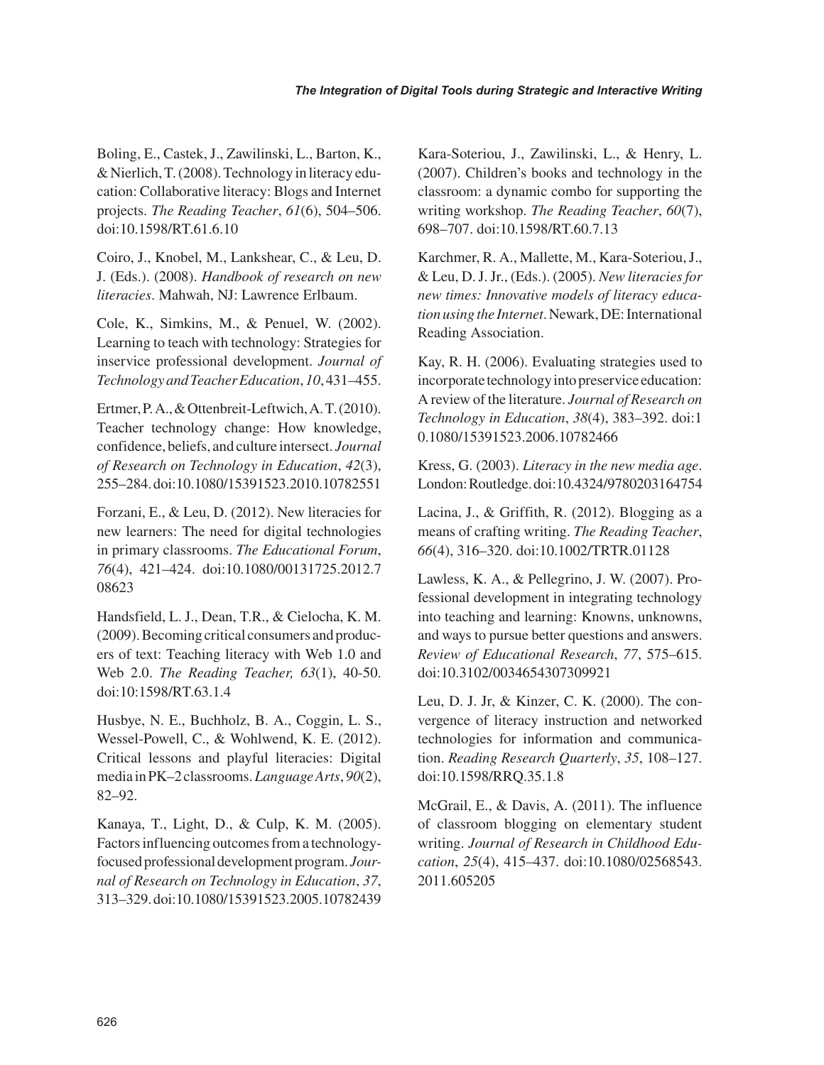Boling, E., Castek, J., Zawilinski, L., Barton, K., & Nierlich, T. (2008). Technology in literacy education: Collaborative literacy: Blogs and Internet projects. *The Reading Teacher*, *61*(6), 504–506. doi:10.1598/RT.61.6.10

Coiro, J., Knobel, M., Lankshear, C., & Leu, D. J. (Eds.). (2008). *Handbook of research on new literacies*. Mahwah, NJ: Lawrence Erlbaum.

Cole, K., Simkins, M., & Penuel, W. (2002). Learning to teach with technology: Strategies for inservice professional development. *Journal of Technology and Teacher Education*, *10*, 431–455.

Ertmer, P. A., & Ottenbreit-Leftwich, A. T. (2010). Teacher technology change: How knowledge, confidence, beliefs, and culture intersect. *Journal of Research on Technology in Education*, *42*(3), 255–284. doi:10.1080/15391523.2010.10782551

Forzani, E., & Leu, D. (2012). New literacies for new learners: The need for digital technologies in primary classrooms. *The Educational Forum*, *76*(4), 421–424. doi:10.1080/00131725.2012.708623

Handsfield, L. J., Dean, T.R., & Cielocha, K. M. (2009). Becoming critical consumers and producers of text: Teaching literacy with Web 1.0 and Web 2.0. *The Reading Teacher, 63*(1), 40-50. doi:10:1598/RT.63.1.4

Husbye, N. E., Buchholz, B. A., Coggin, L. S., Wessel-Powell, C., & Wohlwend, K. E. (2012). Critical lessons and playful literacies: Digital media in PK–2 classrooms. *Language Arts*, *90*(2), 82–92.

Kanaya, T., Light, D., & Culp, K. M. (2005). Factors influencing outcomes from a technology-focused professional development program. *Journal of Research on Technology in Education*, *37*, 313–329. doi:10.1080/15391523.2005.10782439

Kara-Soteriou, J., Zawilinski, L., & Henry, L. (2007). Children's books and technology in the classroom: a dynamic combo for supporting the writing workshop. *The Reading Teacher*, *60*(7), 698–707. doi:10.1598/RT.60.7.13

Karchmer, R. A., Mallette, M., Kara-Soteriou, J., & Leu, D. J. Jr., (Eds.). (2005). *New literacies for new times: Innovative models of literacy education using the Internet*. Newark, DE: International Reading Association.

Kay, R. H. (2006). Evaluating strategies used to incorporate technology into preservice education: A review of the literature. *Journal of Research on Technology in Education*, *38*(4), 383–392. doi:10.1080/15391523.2006.10782466

Kress, G. (2003). *Literacy in the new media age*. London: Routledge. doi:10.4324/9780203164754

Lacina, J., & Griffith, R. (2012). Blogging as a means of crafting writing. *The Reading Teacher*, *66*(4), 316–320. doi:10.1002/TRTR.01128

Lawless, K. A., & Pellegrino, J. W. (2007). Professional development in integrating technology into teaching and learning: Knowns, unknowns, and ways to pursue better questions and answers. *Review of Educational Research*, *77*, 575–615. doi:10.3102/0034654307309921

Leu, D. J. Jr, & Kinzer, C. K. (2000). The convergence of literacy instruction and networked technologies for information and communication. *Reading Research Quarterly*, *35*, 108–127. doi:10.1598/RRQ.35.1.8

McGrail, E., & Davis, A. (2011). The influence of classroom blogging on elementary student writing. *Journal of Research in Childhood Education*, *25*(4), 415–437. doi:10.1080/02568543.2011.605205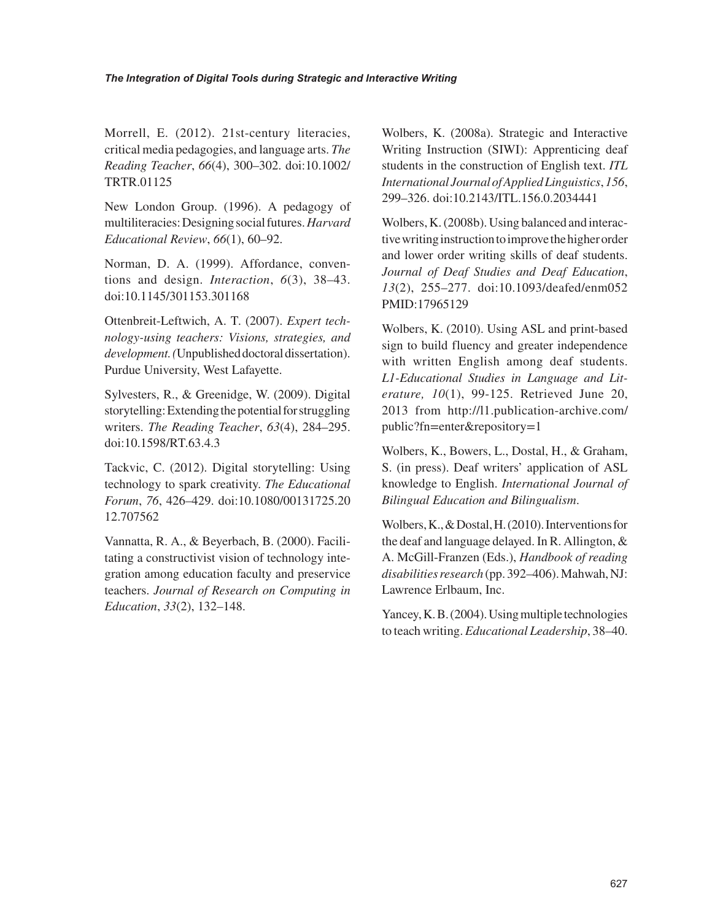Morrell, E. (2012). 21st-century literacies, critical media pedagogies, and language arts. *The Reading Teacher*, *66*(4), 300–302. doi:10.1002/TRTR.01125

New London Group. (1996). A pedagogy of multiliteracies: Designing social futures. *Harvard Educational Review*, *66*(1), 60–92.

Norman, D. A. (1999). Affordance, conventions and design. *Interaction*, *6*(3), 38–43. doi:10.1145/301153.301168

Ottenbreit-Leftwich, A. T. (2007). *Expert technology-using teachers: Visions, strategies, and development.* (Unpublished doctoral dissertation). Purdue University, West Lafayette.

Sylvesters, R., & Greenidge, W. (2009). Digital storytelling: Extending the potential for struggling writers. *The Reading Teacher*, *63*(4), 284–295. doi:10.1598/RT.63.4.3

Tackvic, C. (2012). Digital storytelling: Using technology to spark creativity. *The Educational Forum*, *76*, 426–429. doi:10.1080/00131725.2012.707562

Vannatta, R. A., & Beyerbach, B. (2000). Facilitating a constructivist vision of technology integration among education faculty and preservice teachers. *Journal of Research on Computing in Education*, *33*(2), 132–148.

Wolbers, K. (2008a). Strategic and Interactive Writing Instruction (SIWI): Apprenticing deaf students in the construction of English text. *ITL International Journal of Applied Linguistics*, *156*, 299–326. doi:10.2143/ITL.156.0.2034441

Wolbers, K. (2008b). Using balanced and interactive writing instruction to improve the higher order and lower order writing skills of deaf students. *Journal of Deaf Studies and Deaf Education*, *13*(2), 255–277. doi:10.1093/deafed/enm052 PMID:17965129

Wolbers, K. (2010). Using ASL and print-based sign to build fluency and greater independence with written English among deaf students. *L1-Educational Studies in Language and Literature, 10*(1), 99-125. Retrieved June 20, 2013 from http://l1.publication-archive.com/public?fn=enter&repository=1

Wolbers, K., Bowers, L., Dostal, H., & Graham, S. (in press). Deaf writers' application of ASL knowledge to English. *International Journal of Bilingual Education and Bilingualism*.

Wolbers, K., & Dostal, H. (2010). Interventions for the deaf and language delayed. In R. Allington, & A. McGill-Franzen (Eds.), *Handbook of reading disabilities research* (pp. 392–406). Mahwah, NJ: Lawrence Erlbaum, Inc.

Yancey, K. B. (2004). Using multiple technologies to teach writing. *Educational Leadership*, 38–40.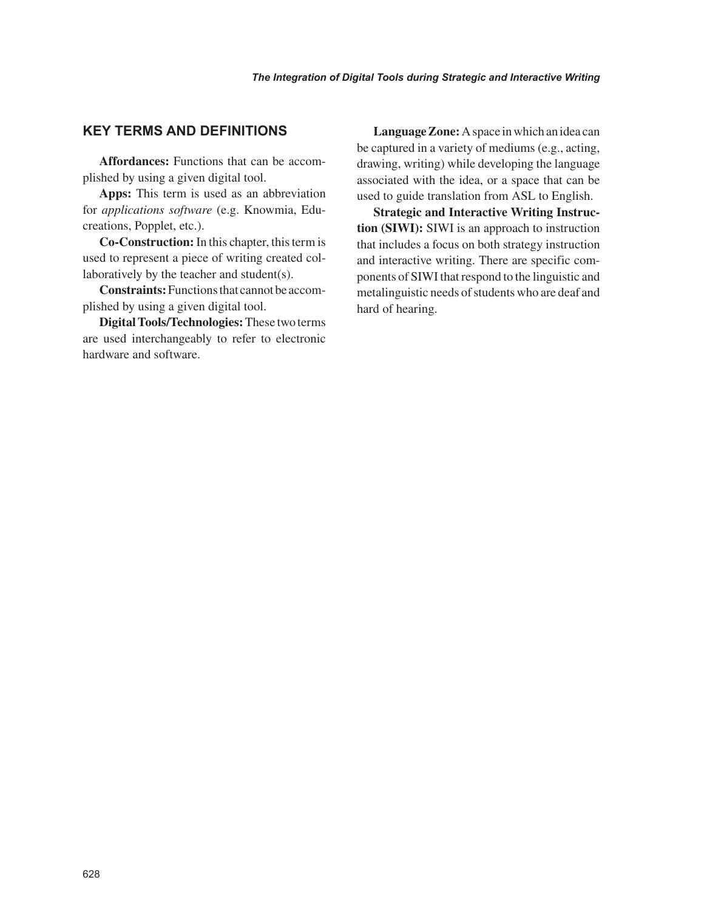## KEY TERMS AND DEFINITIONS

**Affordances:** Functions that can be accomplished by using a given digital tool.

**Apps:** This term is used as an abbreviation for *applications software* (e.g. Knowmia, Educreations, Popplet, etc.).

**Co-Construction:** In this chapter, this term is used to represent a piece of writing created collaboratively by the teacher and student(s).

**Constraints:** Functions that cannot be accomplished by using a given digital tool.

**Digital Tools/Technologies:** These two terms are used interchangeably to refer to electronic hardware and software.

**Language Zone:** A space in which an idea can be captured in a variety of mediums (e.g., acting, drawing, writing) while developing the language associated with the idea, or a space that can be used to guide translation from ASL to English.

**Strategic and Interactive Writing Instruction (SIWI):** SIWI is an approach to instruction that includes a focus on both strategy instruction and interactive writing. There are specific components of SIWI that respond to the linguistic and metalinguistic needs of students who are deaf and hard of hearing.